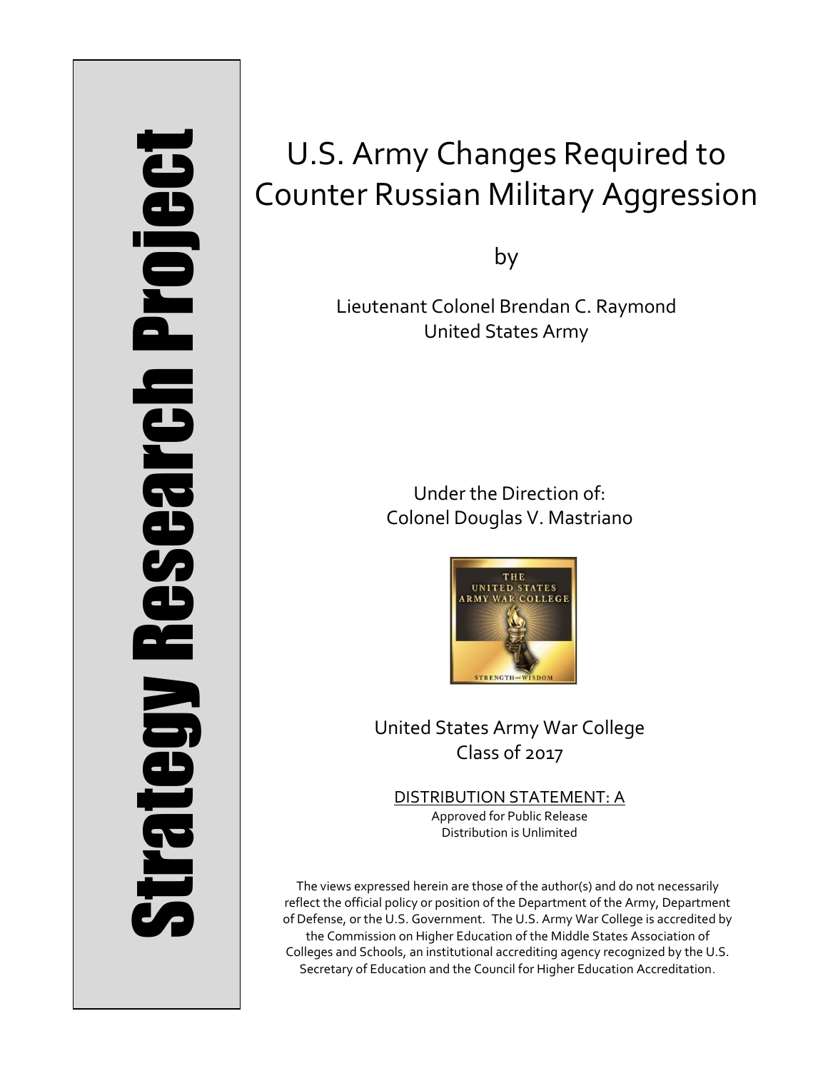Strategy Research Project

# U.S. Army Changes Required to Counter Russian Military Aggression

by

Lieutenant Colonel Brendan C. Raymond
United States Army

Under the Direction of:
Colonel Douglas V. Mastriano

United States Army War College
Class of 2017

DISTRIBUTION STATEMENT: A
Approved for Public Release
Distribution is Unlimited

The views expressed herein are those of the author(s) and do not necessarily reflect the official policy or position of the Department of the Army, Department of Defense, or the U.S. Government. The U.S. Army War College is accredited by the Commission on Higher Education of the Middle States Association of Colleges and Schools, an institutional accrediting agency recognized by the U.S. Secretary of Education and the Council for Higher Education Accreditation.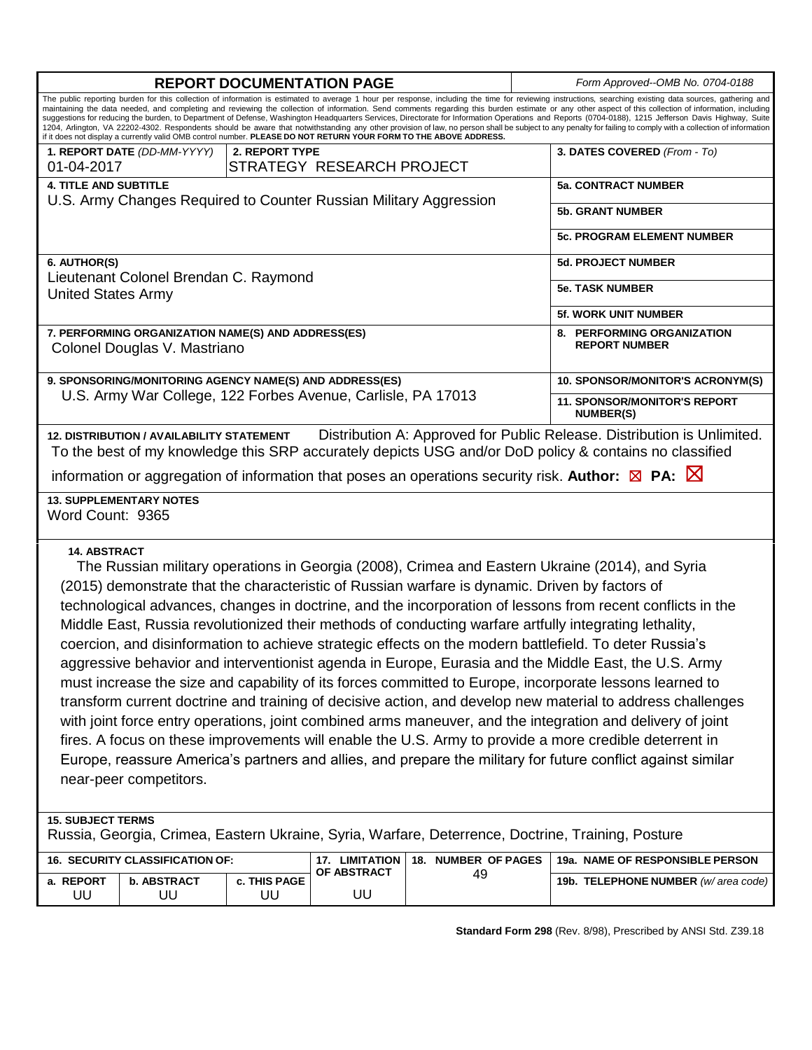# REPORT DOCUMENTATION PAGE

*Form Approved--OMB No. 0704-0188*

The public reporting burden for this collection of information is estimated to average 1 hour per response, including the time for reviewing instructions, searching existing data sources, gathering and maintaining the data needed, and completing and reviewing the collection of information. Send comments regarding this burden estimate or any other aspect of this collection of information, including suggestions for reducing the burden, to Department of Defense, Washington Headquarters Services, Directorate for Information Operations and Reports (0704-0188), 1215 Jefferson Davis Highway, Suite 1204, Arlington, VA 22202-4302. Respondents should be aware that notwithstanding any other provision of law, no person shall be subject to any penalty for failing to comply with a collection of information if it does not display a currently valid OMB control number. **PLEASE DO NOT RETURN YOUR FORM TO THE ABOVE ADDRESS.**

| | | |
|---|---|---|
| **1. REPORT DATE** *(DD-MM-YYYY)* 01-04-2017 | **2. REPORT TYPE** STRATEGY RESEARCH PROJECT | **3. DATES COVERED** *(From - To)* |
| **4. TITLE AND SUBTITLE** U.S. Army Changes Required to Counter Russian Military Aggression | | **5a. CONTRACT NUMBER** |
| | | **5b. GRANT NUMBER** |
| | | **5c. PROGRAM ELEMENT NUMBER** |
| **6. AUTHOR(S)** Lieutenant Colonel Brendan C. Raymond United States Army | | **5d. PROJECT NUMBER** |
| | | **5e. TASK NUMBER** |
| | | **5f. WORK UNIT NUMBER** |
| **7. PERFORMING ORGANIZATION NAME(S) AND ADDRESS(ES)** Colonel Douglas V. Mastriano | | **8. PERFORMING ORGANIZATION REPORT NUMBER** |
| **9. SPONSORING/MONITORING AGENCY NAME(S) AND ADDRESS(ES)** U.S. Army War College, 122 Forbes Avenue, Carlisle, PA 17013 | | **10. SPONSOR/MONITOR'S ACRONYM(S)** |
| | | **11. SPONSOR/MONITOR'S REPORT NUMBER(S)** |

**12. DISTRIBUTION / AVAILABILITY STATEMENT** Distribution A: Approved for Public Release. Distribution is Unlimited.

To the best of my knowledge this SRP accurately depicts USG and/or DoD policy & contains no classified information or aggregation of information that poses an operations security risk. **Author:** ☒ **PA:** ☒

**13. SUPPLEMENTARY NOTES**

Word Count: 9365

**14. ABSTRACT**

The Russian military operations in Georgia (2008), Crimea and Eastern Ukraine (2014), and Syria (2015) demonstrate that the characteristic of Russian warfare is dynamic. Driven by factors of technological advances, changes in doctrine, and the incorporation of lessons from recent conflicts in the Middle East, Russia revolutionized their methods of conducting warfare artfully integrating lethality, coercion, and disinformation to achieve strategic effects on the modern battlefield. To deter Russia's aggressive behavior and interventionist agenda in Europe, Eurasia and the Middle East, the U.S. Army must increase the size and capability of its forces committed to Europe, incorporate lessons learned to transform current doctrine and training of decisive action, and develop new material to address challenges with joint force entry operations, joint combined arms maneuver, and the integration and delivery of joint fires. A focus on these improvements will enable the U.S. Army to provide a more credible deterrent in Europe, reassure America's partners and allies, and prepare the military for future conflict against similar near-peer competitors.

**15. SUBJECT TERMS**

Russia, Georgia, Crimea, Eastern Ukraine, Syria, Warfare, Deterrence, Doctrine, Training, Posture

| **16. SECURITY CLASSIFICATION OF:** | | | **17. LIMITATION OF ABSTRACT** | **18. NUMBER OF PAGES** | **19a. NAME OF RESPONSIBLE PERSON** |
|---|---|---|---|---|---|
| **a. REPORT** | **b. ABSTRACT** | **c. THIS PAGE** | | 49 | **19b. TELEPHONE NUMBER** *(w/ area code)* |
| UU | UU | UU | UU | | |

**Standard Form 298** (Rev. 8/98), Prescribed by ANSI Std. Z39.18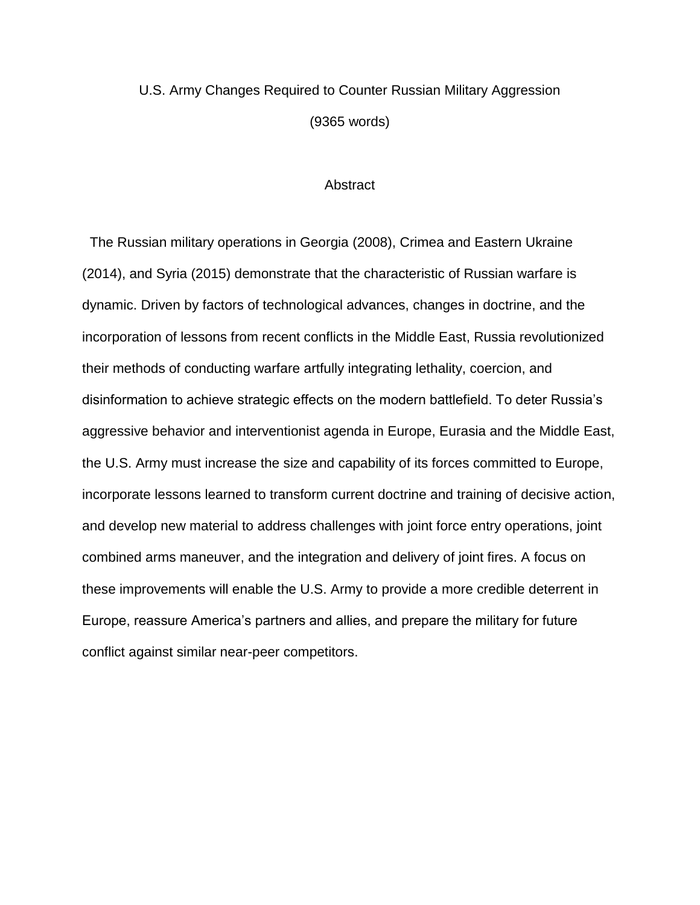# U.S. Army Changes Required to Counter Russian Military Aggression

(9365 words)

## Abstract

The Russian military operations in Georgia (2008), Crimea and Eastern Ukraine (2014), and Syria (2015) demonstrate that the characteristic of Russian warfare is dynamic. Driven by factors of technological advances, changes in doctrine, and the incorporation of lessons from recent conflicts in the Middle East, Russia revolutionized their methods of conducting warfare artfully integrating lethality, coercion, and disinformation to achieve strategic effects on the modern battlefield. To deter Russia's aggressive behavior and interventionist agenda in Europe, Eurasia and the Middle East, the U.S. Army must increase the size and capability of its forces committed to Europe, incorporate lessons learned to transform current doctrine and training of decisive action, and develop new material to address challenges with joint force entry operations, joint combined arms maneuver, and the integration and delivery of joint fires. A focus on these improvements will enable the U.S. Army to provide a more credible deterrent in Europe, reassure America's partners and allies, and prepare the military for future conflict against similar near-peer competitors.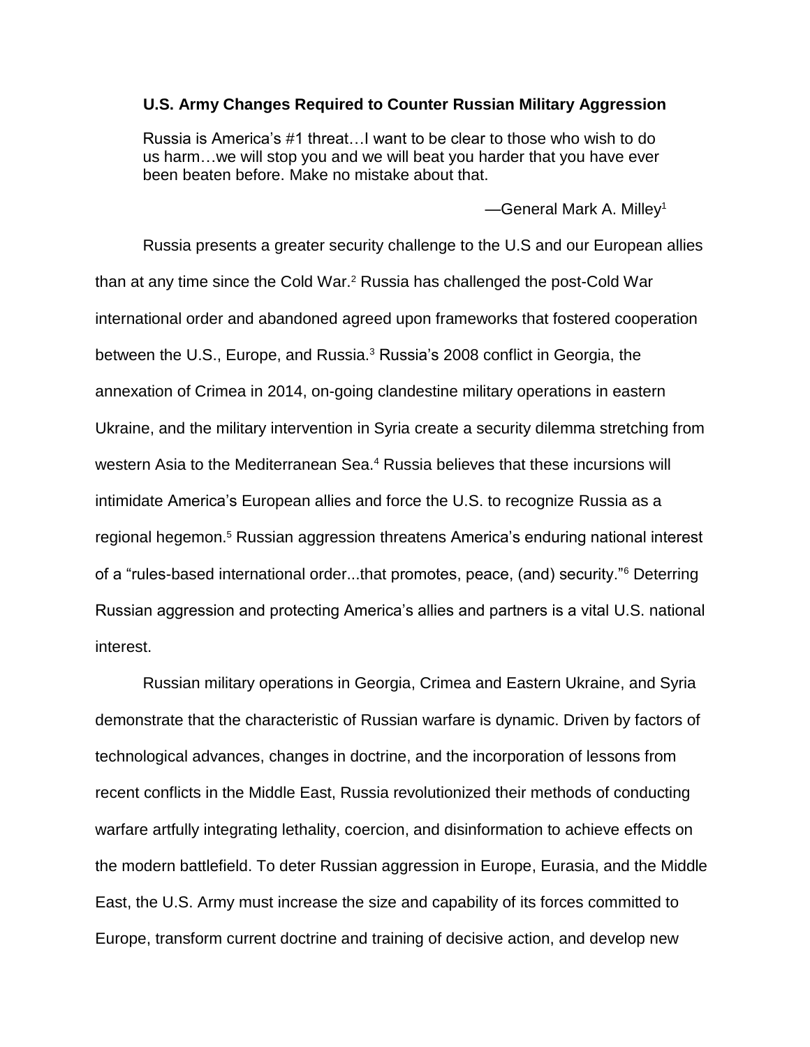**U.S. Army Changes Required to Counter Russian Military Aggression**

> Russia is America's #1 threat…I want to be clear to those who wish to do us harm…we will stop you and we will beat you harder that you have ever been beaten before. Make no mistake about that.
>
> —General Mark A. Milley[1]

Russia presents a greater security challenge to the U.S and our European allies than at any time since the Cold War.[2] Russia has challenged the post-Cold War international order and abandoned agreed upon frameworks that fostered cooperation between the U.S., Europe, and Russia.[3] Russia's 2008 conflict in Georgia, the annexation of Crimea in 2014, on-going clandestine military operations in eastern Ukraine, and the military intervention in Syria create a security dilemma stretching from western Asia to the Mediterranean Sea.[4] Russia believes that these incursions will intimidate America's European allies and force the U.S. to recognize Russia as a regional hegemon.[5] Russian aggression threatens America's enduring national interest of a "rules-based international order...that promotes, peace, (and) security."[6] Deterring Russian aggression and protecting America's allies and partners is a vital U.S. national interest.

Russian military operations in Georgia, Crimea and Eastern Ukraine, and Syria demonstrate that the characteristic of Russian warfare is dynamic. Driven by factors of technological advances, changes in doctrine, and the incorporation of lessons from recent conflicts in the Middle East, Russia revolutionized their methods of conducting warfare artfully integrating lethality, coercion, and disinformation to achieve effects on the modern battlefield. To deter Russian aggression in Europe, Eurasia, and the Middle East, the U.S. Army must increase the size and capability of its forces committed to Europe, transform current doctrine and training of decisive action, and develop new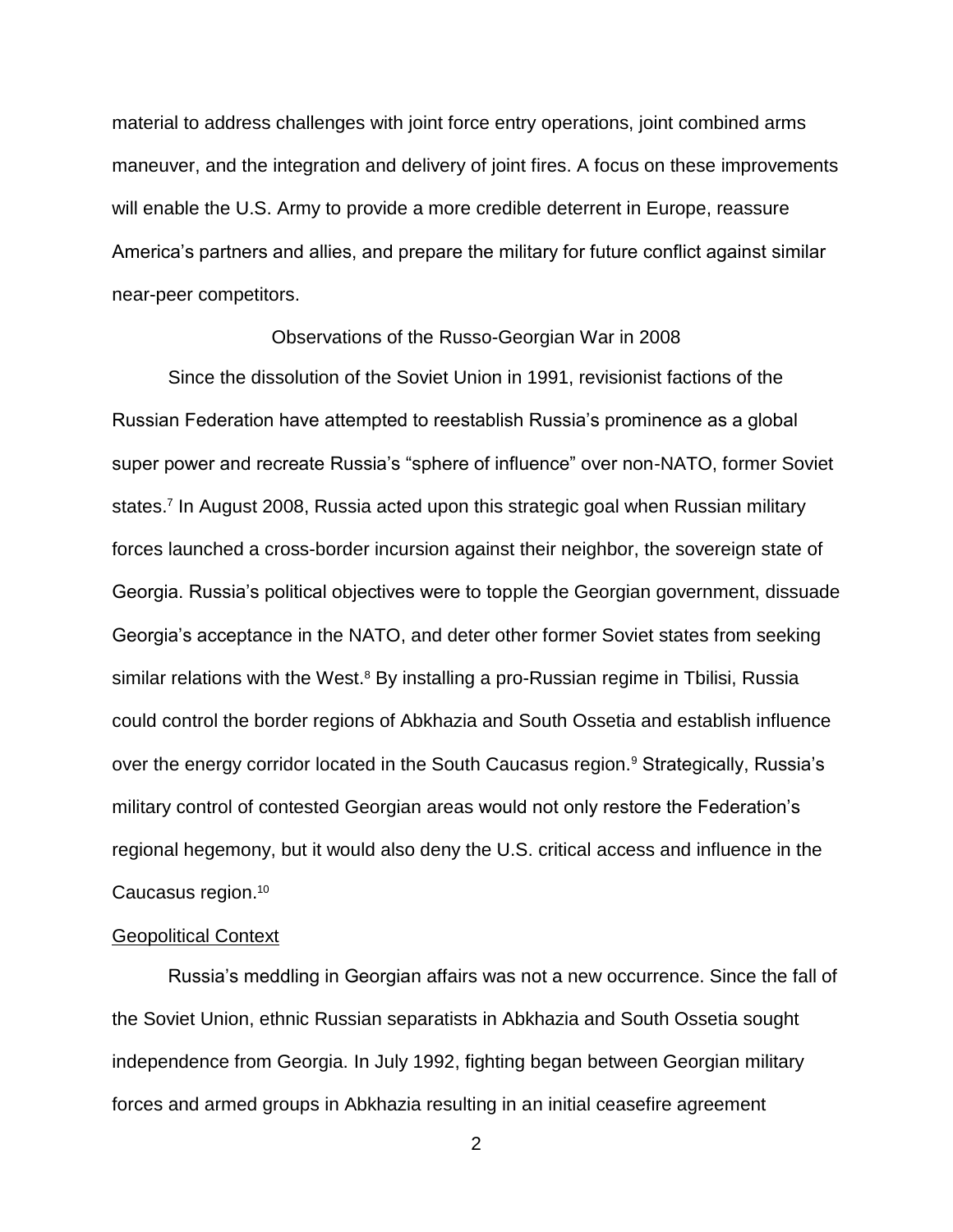material to address challenges with joint force entry operations, joint combined arms maneuver, and the integration and delivery of joint fires. A focus on these improvements will enable the U.S. Army to provide a more credible deterrent in Europe, reassure America's partners and allies, and prepare the military for future conflict against similar near-peer competitors.

## Observations of the Russo-Georgian War in 2008

Since the dissolution of the Soviet Union in 1991, revisionist factions of the Russian Federation have attempted to reestablish Russia's prominence as a global super power and recreate Russia's "sphere of influence" over non-NATO, former Soviet states.[7] In August 2008, Russia acted upon this strategic goal when Russian military forces launched a cross-border incursion against their neighbor, the sovereign state of Georgia. Russia's political objectives were to topple the Georgian government, dissuade Georgia's acceptance in the NATO, and deter other former Soviet states from seeking similar relations with the West.[8] By installing a pro-Russian regime in Tbilisi, Russia could control the border regions of Abkhazia and South Ossetia and establish influence over the energy corridor located in the South Caucasus region.[9] Strategically, Russia's military control of contested Georgian areas would not only restore the Federation's regional hegemony, but it would also deny the U.S. critical access and influence in the Caucasus region.[10]

### Geopolitical Context

Russia's meddling in Georgian affairs was not a new occurrence. Since the fall of the Soviet Union, ethnic Russian separatists in Abkhazia and South Ossetia sought independence from Georgia. In July 1992, fighting began between Georgian military forces and armed groups in Abkhazia resulting in an initial ceasefire agreement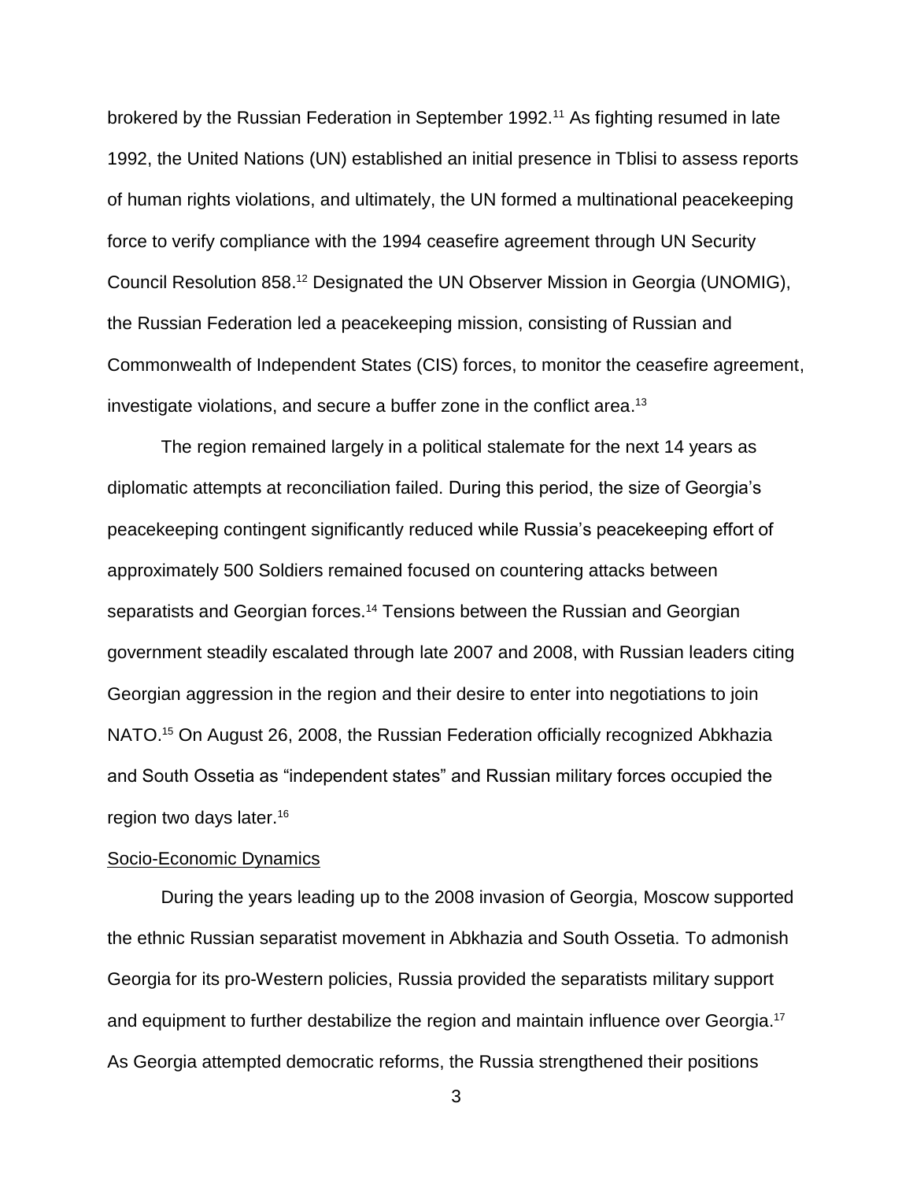brokered by the Russian Federation in September 1992.[11] As fighting resumed in late 1992, the United Nations (UN) established an initial presence in Tblisi to assess reports of human rights violations, and ultimately, the UN formed a multinational peacekeeping force to verify compliance with the 1994 ceasefire agreement through UN Security Council Resolution 858.[12] Designated the UN Observer Mission in Georgia (UNOMIG), the Russian Federation led a peacekeeping mission, consisting of Russian and Commonwealth of Independent States (CIS) forces, to monitor the ceasefire agreement, investigate violations, and secure a buffer zone in the conflict area.[13]

The region remained largely in a political stalemate for the next 14 years as diplomatic attempts at reconciliation failed. During this period, the size of Georgia's peacekeeping contingent significantly reduced while Russia's peacekeeping effort of approximately 500 Soldiers remained focused on countering attacks between separatists and Georgian forces.[14] Tensions between the Russian and Georgian government steadily escalated through late 2007 and 2008, with Russian leaders citing Georgian aggression in the region and their desire to enter into negotiations to join NATO.[15] On August 26, 2008, the Russian Federation officially recognized Abkhazia and South Ossetia as "independent states" and Russian military forces occupied the region two days later.[16]

Socio-Economic Dynamics

During the years leading up to the 2008 invasion of Georgia, Moscow supported the ethnic Russian separatist movement in Abkhazia and South Ossetia. To admonish Georgia for its pro-Western policies, Russia provided the separatists military support and equipment to further destabilize the region and maintain influence over Georgia.[17] As Georgia attempted democratic reforms, the Russia strengthened their positions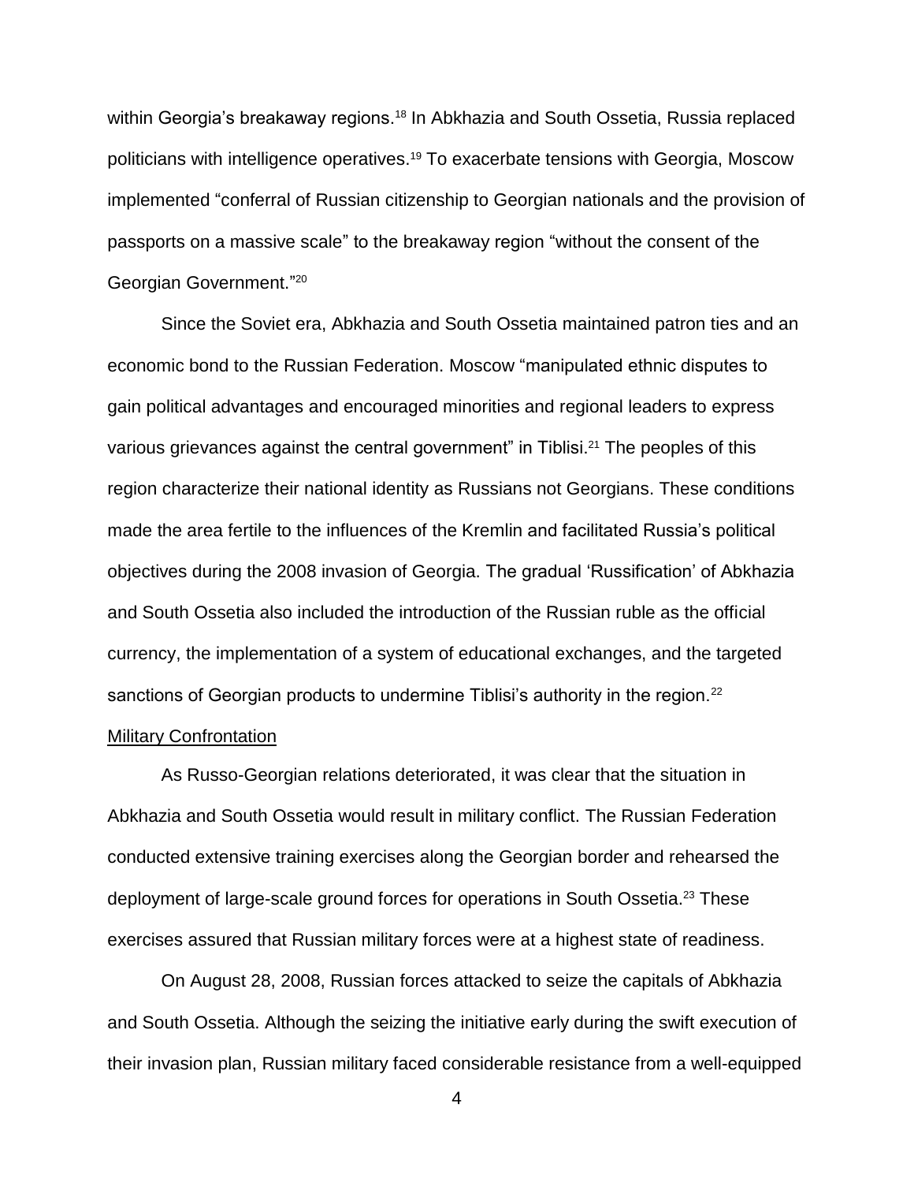within Georgia's breakaway regions.[18] In Abkhazia and South Ossetia, Russia replaced politicians with intelligence operatives.[19] To exacerbate tensions with Georgia, Moscow implemented "conferral of Russian citizenship to Georgian nationals and the provision of passports on a massive scale" to the breakaway region "without the consent of the Georgian Government."[20]

Since the Soviet era, Abkhazia and South Ossetia maintained patron ties and an economic bond to the Russian Federation. Moscow "manipulated ethnic disputes to gain political advantages and encouraged minorities and regional leaders to express various grievances against the central government" in Tiblisi.[21] The peoples of this region characterize their national identity as Russians not Georgians. These conditions made the area fertile to the influences of the Kremlin and facilitated Russia's political objectives during the 2008 invasion of Georgia. The gradual 'Russification' of Abkhazia and South Ossetia also included the introduction of the Russian ruble as the official currency, the implementation of a system of educational exchanges, and the targeted sanctions of Georgian products to undermine Tiblisi's authority in the region.[22]

<u>Military Confrontation</u>

As Russo-Georgian relations deteriorated, it was clear that the situation in Abkhazia and South Ossetia would result in military conflict. The Russian Federation conducted extensive training exercises along the Georgian border and rehearsed the deployment of large-scale ground forces for operations in South Ossetia.[23] These exercises assured that Russian military forces were at a highest state of readiness.

On August 28, 2008, Russian forces attacked to seize the capitals of Abkhazia and South Ossetia. Although the seizing the initiative early during the swift execution of their invasion plan, Russian military faced considerable resistance from a well-equipped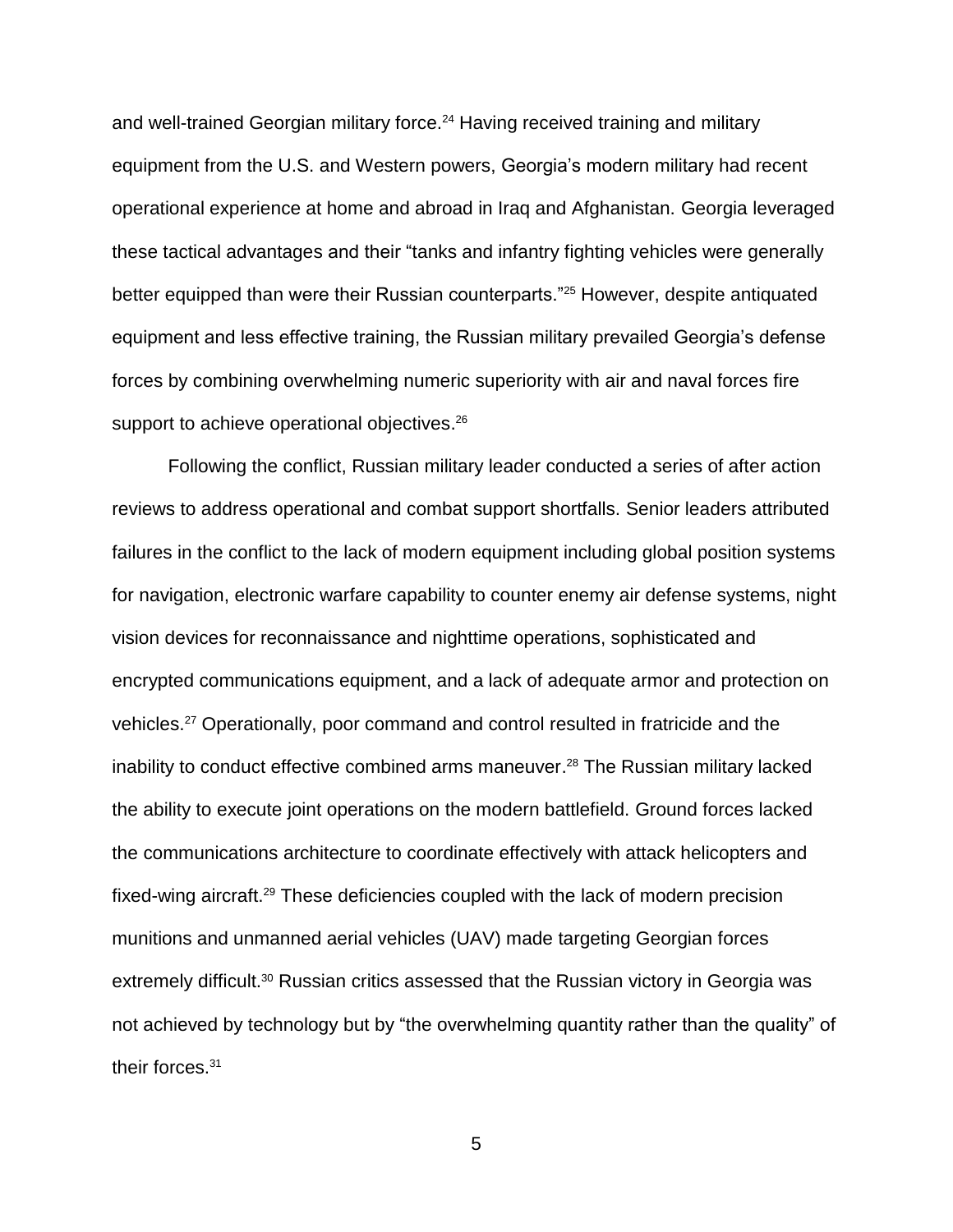and well-trained Georgian military force.[24] Having received training and military equipment from the U.S. and Western powers, Georgia's modern military had recent operational experience at home and abroad in Iraq and Afghanistan. Georgia leveraged these tactical advantages and their "tanks and infantry fighting vehicles were generally better equipped than were their Russian counterparts."[25] However, despite antiquated equipment and less effective training, the Russian military prevailed Georgia's defense forces by combining overwhelming numeric superiority with air and naval forces fire support to achieve operational objectives.[26]

Following the conflict, Russian military leader conducted a series of after action reviews to address operational and combat support shortfalls. Senior leaders attributed failures in the conflict to the lack of modern equipment including global position systems for navigation, electronic warfare capability to counter enemy air defense systems, night vision devices for reconnaissance and nighttime operations, sophisticated and encrypted communications equipment, and a lack of adequate armor and protection on vehicles.[27] Operationally, poor command and control resulted in fratricide and the inability to conduct effective combined arms maneuver.[28] The Russian military lacked the ability to execute joint operations on the modern battlefield. Ground forces lacked the communications architecture to coordinate effectively with attack helicopters and fixed-wing aircraft.[29] These deficiencies coupled with the lack of modern precision munitions and unmanned aerial vehicles (UAV) made targeting Georgian forces extremely difficult.[30] Russian critics assessed that the Russian victory in Georgia was not achieved by technology but by "the overwhelming quantity rather than the quality" of their forces.[31]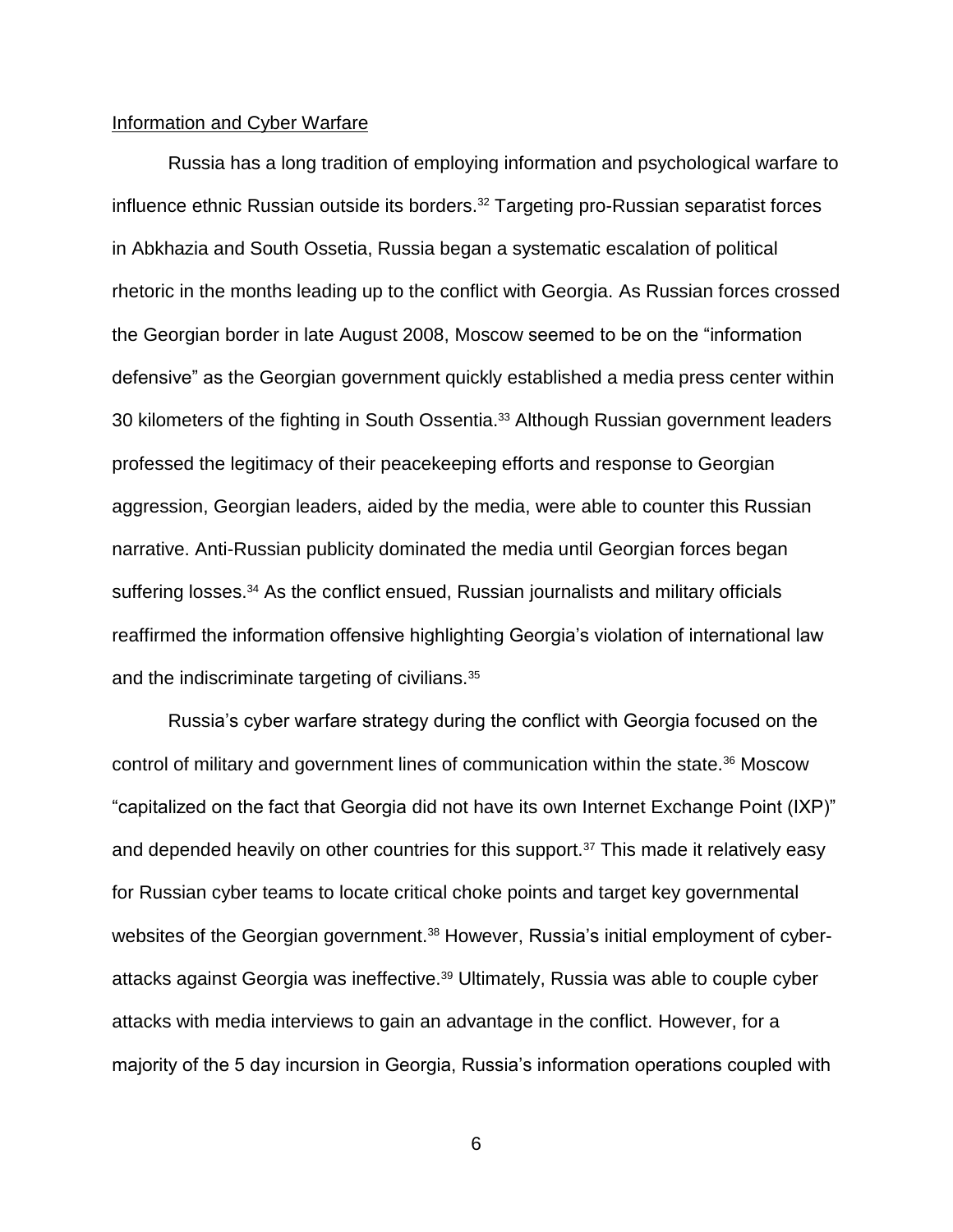## Information and Cyber Warfare

Russia has a long tradition of employing information and psychological warfare to influence ethnic Russian outside its borders.[32] Targeting pro-Russian separatist forces in Abkhazia and South Ossetia, Russia began a systematic escalation of political rhetoric in the months leading up to the conflict with Georgia. As Russian forces crossed the Georgian border in late August 2008, Moscow seemed to be on the "information defensive" as the Georgian government quickly established a media press center within 30 kilometers of the fighting in South Ossentia.[33] Although Russian government leaders professed the legitimacy of their peacekeeping efforts and response to Georgian aggression, Georgian leaders, aided by the media, were able to counter this Russian narrative. Anti-Russian publicity dominated the media until Georgian forces began suffering losses.[34] As the conflict ensued, Russian journalists and military officials reaffirmed the information offensive highlighting Georgia's violation of international law and the indiscriminate targeting of civilians.[35]

Russia's cyber warfare strategy during the conflict with Georgia focused on the control of military and government lines of communication within the state.[36] Moscow "capitalized on the fact that Georgia did not have its own Internet Exchange Point (IXP)" and depended heavily on other countries for this support.[37] This made it relatively easy for Russian cyber teams to locate critical choke points and target key governmental websites of the Georgian government.[38] However, Russia's initial employment of cyber-attacks against Georgia was ineffective.[39] Ultimately, Russia was able to couple cyber attacks with media interviews to gain an advantage in the conflict. However, for a majority of the 5 day incursion in Georgia, Russia's information operations coupled with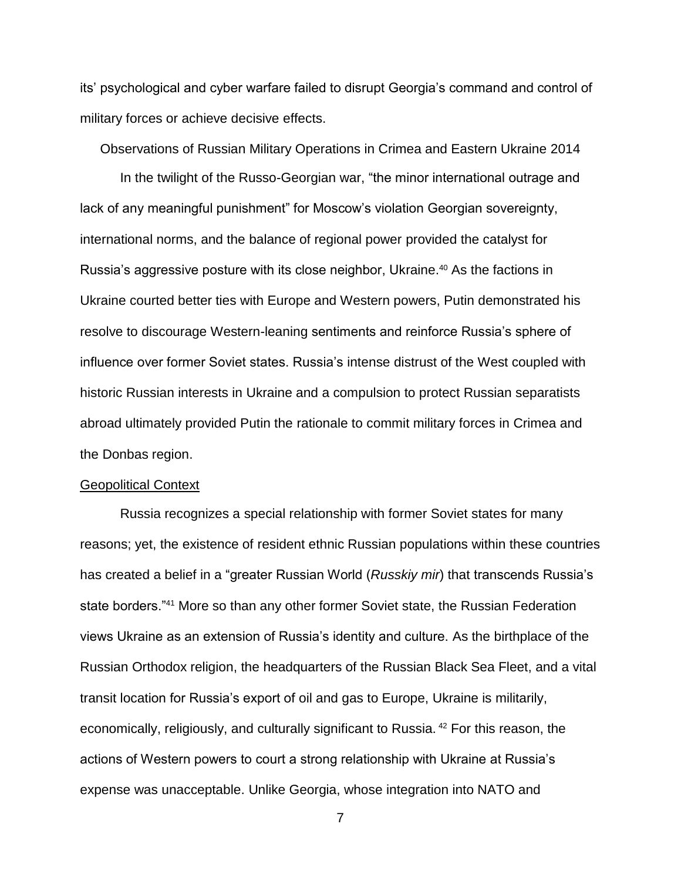its' psychological and cyber warfare failed to disrupt Georgia's command and control of military forces or achieve decisive effects.

## Observations of Russian Military Operations in Crimea and Eastern Ukraine 2014

In the twilight of the Russo-Georgian war, "the minor international outrage and lack of any meaningful punishment" for Moscow's violation Georgian sovereignty, international norms, and the balance of regional power provided the catalyst for Russia's aggressive posture with its close neighbor, Ukraine.[40] As the factions in Ukraine courted better ties with Europe and Western powers, Putin demonstrated his resolve to discourage Western-leaning sentiments and reinforce Russia's sphere of influence over former Soviet states. Russia's intense distrust of the West coupled with historic Russian interests in Ukraine and a compulsion to protect Russian separatists abroad ultimately provided Putin the rationale to commit military forces in Crimea and the Donbas region.

### Geopolitical Context

Russia recognizes a special relationship with former Soviet states for many reasons; yet, the existence of resident ethnic Russian populations within these countries has created a belief in a "greater Russian World (*Russkiy mir*) that transcends Russia's state borders."[41] More so than any other former Soviet state, the Russian Federation views Ukraine as an extension of Russia's identity and culture. As the birthplace of the Russian Orthodox religion, the headquarters of the Russian Black Sea Fleet, and a vital transit location for Russia's export of oil and gas to Europe, Ukraine is militarily, economically, religiously, and culturally significant to Russia.[42] For this reason, the actions of Western powers to court a strong relationship with Ukraine at Russia's expense was unacceptable. Unlike Georgia, whose integration into NATO and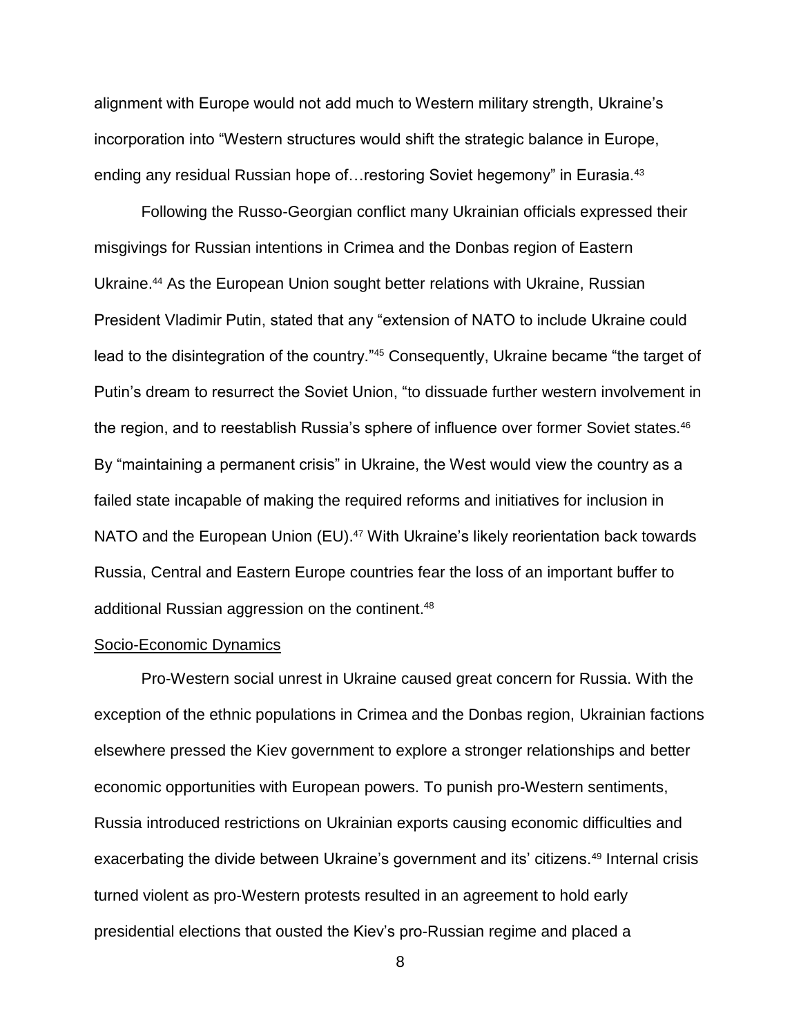alignment with Europe would not add much to Western military strength, Ukraine's incorporation into "Western structures would shift the strategic balance in Europe, ending any residual Russian hope of…restoring Soviet hegemony" in Eurasia.[43]

Following the Russo-Georgian conflict many Ukrainian officials expressed their misgivings for Russian intentions in Crimea and the Donbas region of Eastern Ukraine.[44] As the European Union sought better relations with Ukraine, Russian President Vladimir Putin, stated that any "extension of NATO to include Ukraine could lead to the disintegration of the country."[45] Consequently, Ukraine became "the target of Putin's dream to resurrect the Soviet Union, "to dissuade further western involvement in the region, and to reestablish Russia's sphere of influence over former Soviet states.[46] By "maintaining a permanent crisis" in Ukraine, the West would view the country as a failed state incapable of making the required reforms and initiatives for inclusion in NATO and the European Union (EU).[47] With Ukraine's likely reorientation back towards Russia, Central and Eastern Europe countries fear the loss of an important buffer to additional Russian aggression on the continent.[48]

<u>Socio-Economic Dynamics</u>

Pro-Western social unrest in Ukraine caused great concern for Russia. With the exception of the ethnic populations in Crimea and the Donbas region, Ukrainian factions elsewhere pressed the Kiev government to explore a stronger relationships and better economic opportunities with European powers. To punish pro-Western sentiments, Russia introduced restrictions on Ukrainian exports causing economic difficulties and exacerbating the divide between Ukraine's government and its' citizens.[49] Internal crisis turned violent as pro-Western protests resulted in an agreement to hold early presidential elections that ousted the Kiev's pro-Russian regime and placed a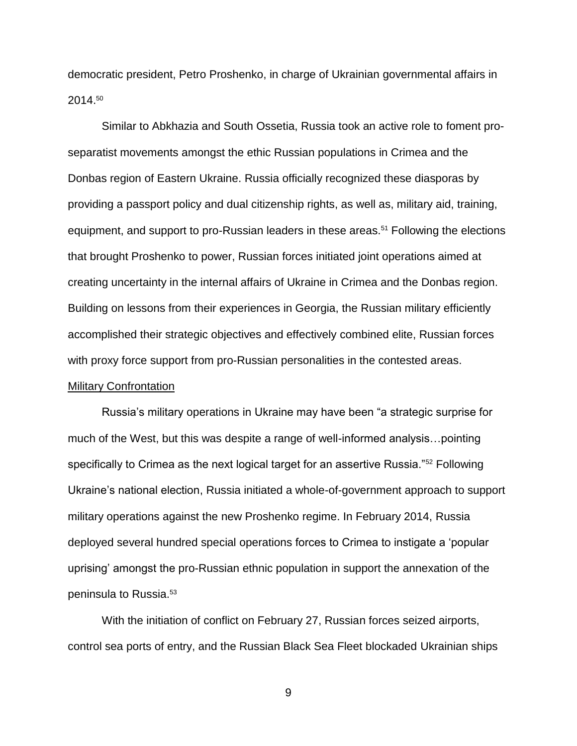democratic president, Petro Proshenko, in charge of Ukrainian governmental affairs in 2014.[50]

Similar to Abkhazia and South Ossetia, Russia took an active role to foment pro-separatist movements amongst the ethic Russian populations in Crimea and the Donbas region of Eastern Ukraine. Russia officially recognized these diasporas by providing a passport policy and dual citizenship rights, as well as, military aid, training, equipment, and support to pro-Russian leaders in these areas.[51] Following the elections that brought Proshenko to power, Russian forces initiated joint operations aimed at creating uncertainty in the internal affairs of Ukraine in Crimea and the Donbas region. Building on lessons from their experiences in Georgia, the Russian military efficiently accomplished their strategic objectives and effectively combined elite, Russian forces with proxy force support from pro-Russian personalities in the contested areas.

<u>Military Confrontation</u>

Russia's military operations in Ukraine may have been "a strategic surprise for much of the West, but this was despite a range of well-informed analysis…pointing specifically to Crimea as the next logical target for an assertive Russia."[52] Following Ukraine's national election, Russia initiated a whole-of-government approach to support military operations against the new Proshenko regime. In February 2014, Russia deployed several hundred special operations forces to Crimea to instigate a 'popular uprising' amongst the pro-Russian ethnic population in support the annexation of the peninsula to Russia.[53]

With the initiation of conflict on February 27, Russian forces seized airports, control sea ports of entry, and the Russian Black Sea Fleet blockaded Ukrainian ships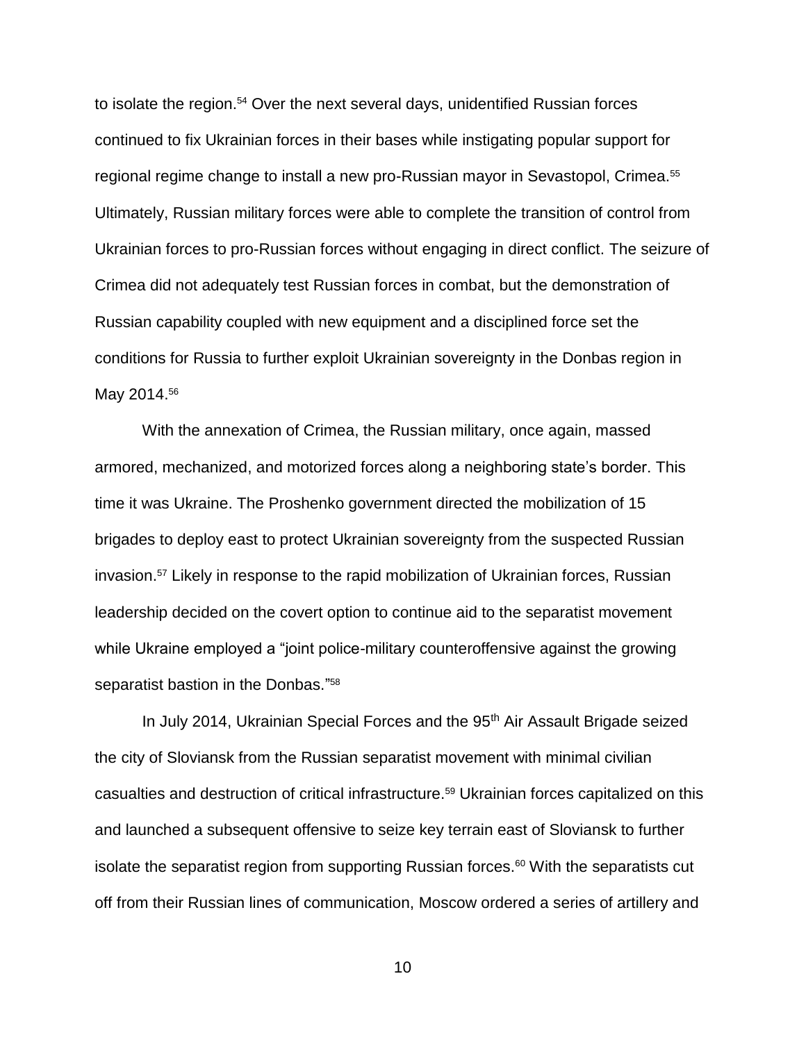to isolate the region.[54] Over the next several days, unidentified Russian forces continued to fix Ukrainian forces in their bases while instigating popular support for regional regime change to install a new pro-Russian mayor in Sevastopol, Crimea.[55] Ultimately, Russian military forces were able to complete the transition of control from Ukrainian forces to pro-Russian forces without engaging in direct conflict. The seizure of Crimea did not adequately test Russian forces in combat, but the demonstration of Russian capability coupled with new equipment and a disciplined force set the conditions for Russia to further exploit Ukrainian sovereignty in the Donbas region in May 2014.[56]

With the annexation of Crimea, the Russian military, once again, massed armored, mechanized, and motorized forces along a neighboring state's border. This time it was Ukraine. The Proshenko government directed the mobilization of 15 brigades to deploy east to protect Ukrainian sovereignty from the suspected Russian invasion.[57] Likely in response to the rapid mobilization of Ukrainian forces, Russian leadership decided on the covert option to continue aid to the separatist movement while Ukraine employed a "joint police-military counteroffensive against the growing separatist bastion in the Donbas."[58]

In July 2014, Ukrainian Special Forces and the 95th Air Assault Brigade seized the city of Sloviansk from the Russian separatist movement with minimal civilian casualties and destruction of critical infrastructure.[59] Ukrainian forces capitalized on this and launched a subsequent offensive to seize key terrain east of Sloviansk to further isolate the separatist region from supporting Russian forces.[60] With the separatists cut off from their Russian lines of communication, Moscow ordered a series of artillery and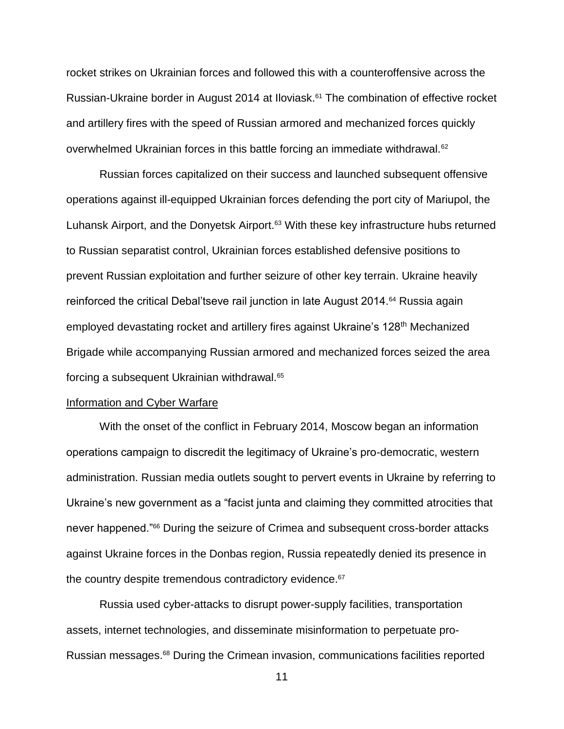rocket strikes on Ukrainian forces and followed this with a counteroffensive across the Russian-Ukraine border in August 2014 at Iloviask.[61] The combination of effective rocket and artillery fires with the speed of Russian armored and mechanized forces quickly overwhelmed Ukrainian forces in this battle forcing an immediate withdrawal.[62]

Russian forces capitalized on their success and launched subsequent offensive operations against ill-equipped Ukrainian forces defending the port city of Mariupol, the Luhansk Airport, and the Donyetsk Airport.[63] With these key infrastructure hubs returned to Russian separatist control, Ukrainian forces established defensive positions to prevent Russian exploitation and further seizure of other key terrain. Ukraine heavily reinforced the critical Debal'tseve rail junction in late August 2014.[64] Russia again employed devastating rocket and artillery fires against Ukraine's 128th Mechanized Brigade while accompanying Russian armored and mechanized forces seized the area forcing a subsequent Ukrainian withdrawal.[65]

## Information and Cyber Warfare

With the onset of the conflict in February 2014, Moscow began an information operations campaign to discredit the legitimacy of Ukraine's pro-democratic, western administration. Russian media outlets sought to pervert events in Ukraine by referring to Ukraine's new government as a "facist junta and claiming they committed atrocities that never happened."[66] During the seizure of Crimea and subsequent cross-border attacks against Ukraine forces in the Donbas region, Russia repeatedly denied its presence in the country despite tremendous contradictory evidence.[67]

Russia used cyber-attacks to disrupt power-supply facilities, transportation assets, internet technologies, and disseminate misinformation to perpetuate pro-Russian messages.[68] During the Crimean invasion, communications facilities reported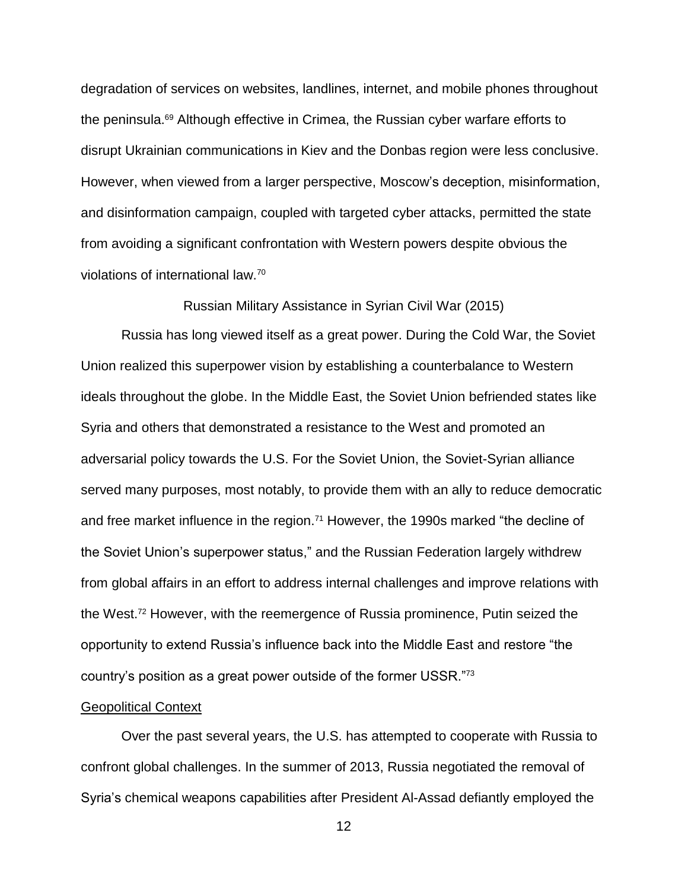degradation of services on websites, landlines, internet, and mobile phones throughout the peninsula.[69] Although effective in Crimea, the Russian cyber warfare efforts to disrupt Ukrainian communications in Kiev and the Donbas region were less conclusive. However, when viewed from a larger perspective, Moscow's deception, misinformation, and disinformation campaign, coupled with targeted cyber attacks, permitted the state from avoiding a significant confrontation with Western powers despite obvious the violations of international law.[70]

## Russian Military Assistance in Syrian Civil War (2015)

Russia has long viewed itself as a great power. During the Cold War, the Soviet Union realized this superpower vision by establishing a counterbalance to Western ideals throughout the globe. In the Middle East, the Soviet Union befriended states like Syria and others that demonstrated a resistance to the West and promoted an adversarial policy towards the U.S. For the Soviet Union, the Soviet-Syrian alliance served many purposes, most notably, to provide them with an ally to reduce democratic and free market influence in the region.[71] However, the 1990s marked "the decline of the Soviet Union's superpower status," and the Russian Federation largely withdrew from global affairs in an effort to address internal challenges and improve relations with the West.[72] However, with the reemergence of Russia prominence, Putin seized the opportunity to extend Russia's influence back into the Middle East and restore "the country's position as a great power outside of the former USSR."[73]

### Geopolitical Context

Over the past several years, the U.S. has attempted to cooperate with Russia to confront global challenges. In the summer of 2013, Russia negotiated the removal of Syria's chemical weapons capabilities after President Al-Assad defiantly employed the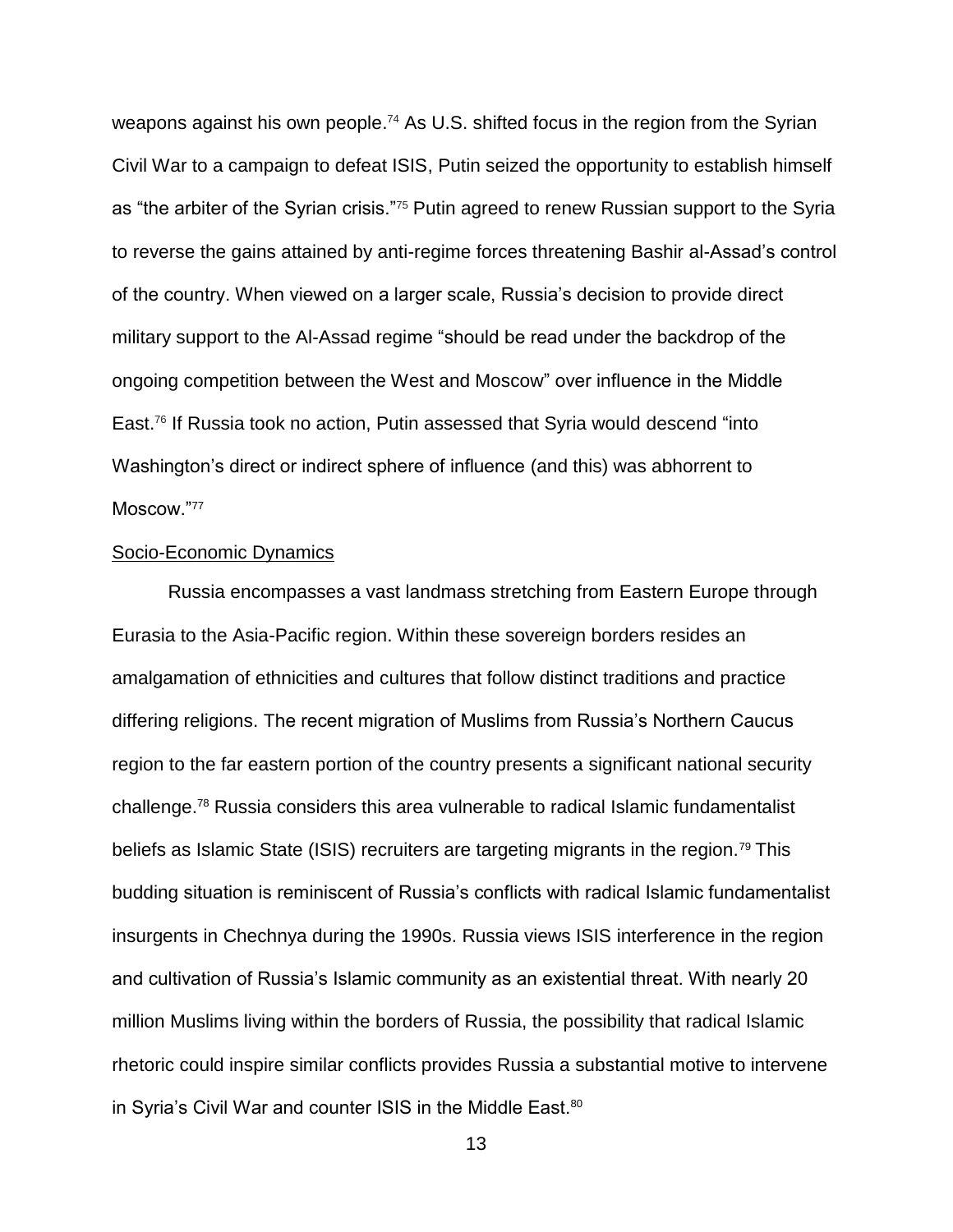weapons against his own people.[74] As U.S. shifted focus in the region from the Syrian Civil War to a campaign to defeat ISIS, Putin seized the opportunity to establish himself as "the arbiter of the Syrian crisis."[75] Putin agreed to renew Russian support to the Syria to reverse the gains attained by anti-regime forces threatening Bashir al-Assad's control of the country. When viewed on a larger scale, Russia's decision to provide direct military support to the Al-Assad regime "should be read under the backdrop of the ongoing competition between the West and Moscow" over influence in the Middle East.[76] If Russia took no action, Putin assessed that Syria would descend "into Washington's direct or indirect sphere of influence (and this) was abhorrent to Moscow."[77]

Socio-Economic Dynamics

Russia encompasses a vast landmass stretching from Eastern Europe through Eurasia to the Asia-Pacific region. Within these sovereign borders resides an amalgamation of ethnicities and cultures that follow distinct traditions and practice differing religions. The recent migration of Muslims from Russia's Northern Caucus region to the far eastern portion of the country presents a significant national security challenge.[78] Russia considers this area vulnerable to radical Islamic fundamentalist beliefs as Islamic State (ISIS) recruiters are targeting migrants in the region.[79] This budding situation is reminiscent of Russia's conflicts with radical Islamic fundamentalist insurgents in Chechnya during the 1990s. Russia views ISIS interference in the region and cultivation of Russia's Islamic community as an existential threat. With nearly 20 million Muslims living within the borders of Russia, the possibility that radical Islamic rhetoric could inspire similar conflicts provides Russia a substantial motive to intervene in Syria's Civil War and counter ISIS in the Middle East.[80]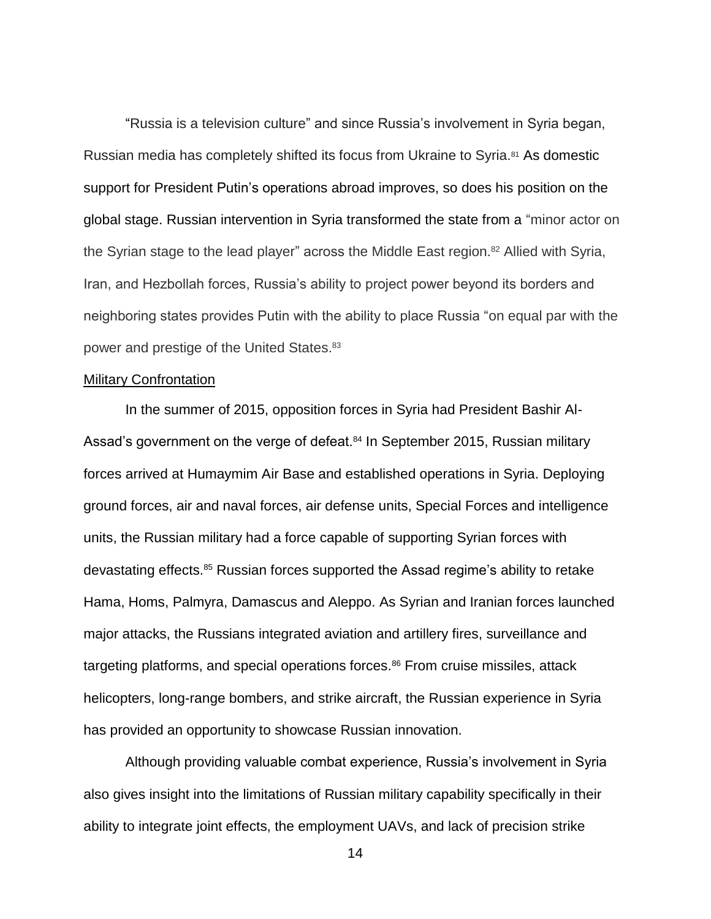"Russia is a television culture" and since Russia's involvement in Syria began, Russian media has completely shifted its focus from Ukraine to Syria.[81] As domestic support for President Putin's operations abroad improves, so does his position on the global stage. Russian intervention in Syria transformed the state from a "minor actor on the Syrian stage to the lead player" across the Middle East region.[82] Allied with Syria, Iran, and Hezbollah forces, Russia's ability to project power beyond its borders and neighboring states provides Putin with the ability to place Russia "on equal par with the power and prestige of the United States.[83]

<u>Military Confrontation</u>

In the summer of 2015, opposition forces in Syria had President Bashir Al-Assad's government on the verge of defeat.[84] In September 2015, Russian military forces arrived at Humaymim Air Base and established operations in Syria. Deploying ground forces, air and naval forces, air defense units, Special Forces and intelligence units, the Russian military had a force capable of supporting Syrian forces with devastating effects.[85] Russian forces supported the Assad regime's ability to retake Hama, Homs, Palmyra, Damascus and Aleppo. As Syrian and Iranian forces launched major attacks, the Russians integrated aviation and artillery fires, surveillance and targeting platforms, and special operations forces.[86] From cruise missiles, attack helicopters, long-range bombers, and strike aircraft, the Russian experience in Syria has provided an opportunity to showcase Russian innovation.

Although providing valuable combat experience, Russia's involvement in Syria also gives insight into the limitations of Russian military capability specifically in their ability to integrate joint effects, the employment UAVs, and lack of precision strike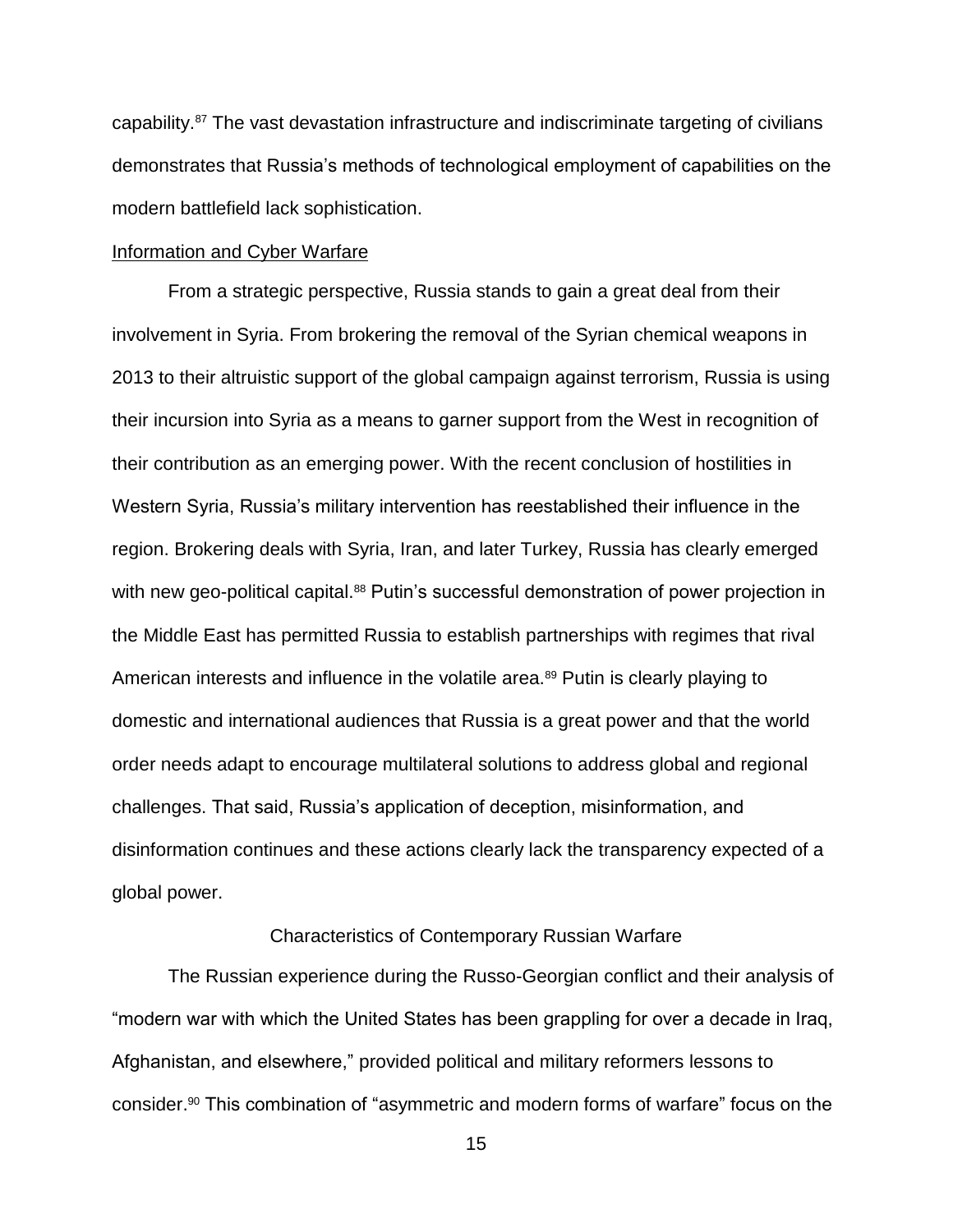capability.[87] The vast devastation infrastructure and indiscriminate targeting of civilians demonstrates that Russia's methods of technological employment of capabilities on the modern battlefield lack sophistication.

Information and Cyber Warfare

From a strategic perspective, Russia stands to gain a great deal from their involvement in Syria. From brokering the removal of the Syrian chemical weapons in 2013 to their altruistic support of the global campaign against terrorism, Russia is using their incursion into Syria as a means to garner support from the West in recognition of their contribution as an emerging power. With the recent conclusion of hostilities in Western Syria, Russia's military intervention has reestablished their influence in the region. Brokering deals with Syria, Iran, and later Turkey, Russia has clearly emerged with new geo-political capital.[88] Putin's successful demonstration of power projection in the Middle East has permitted Russia to establish partnerships with regimes that rival American interests and influence in the volatile area.[89] Putin is clearly playing to domestic and international audiences that Russia is a great power and that the world order needs adapt to encourage multilateral solutions to address global and regional challenges. That said, Russia's application of deception, misinformation, and disinformation continues and these actions clearly lack the transparency expected of a global power.

## Characteristics of Contemporary Russian Warfare

The Russian experience during the Russo-Georgian conflict and their analysis of "modern war with which the United States has been grappling for over a decade in Iraq, Afghanistan, and elsewhere," provided political and military reformers lessons to consider.[90] This combination of "asymmetric and modern forms of warfare" focus on the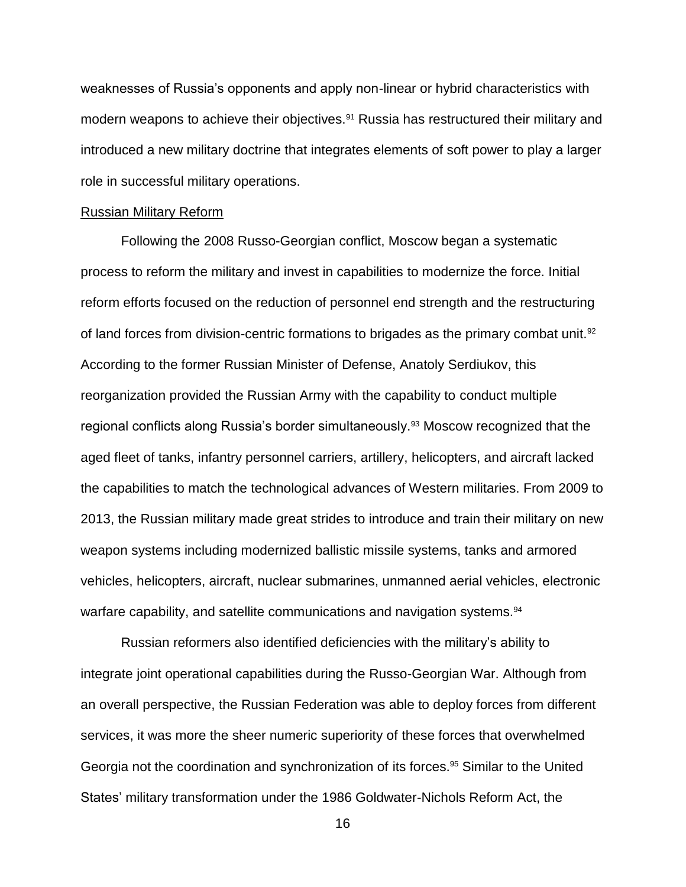weaknesses of Russia's opponents and apply non-linear or hybrid characteristics with modern weapons to achieve their objectives.[91] Russia has restructured their military and introduced a new military doctrine that integrates elements of soft power to play a larger role in successful military operations.

<u>Russian Military Reform</u>

Following the 2008 Russo-Georgian conflict, Moscow began a systematic process to reform the military and invest in capabilities to modernize the force. Initial reform efforts focused on the reduction of personnel end strength and the restructuring of land forces from division-centric formations to brigades as the primary combat unit.[92] According to the former Russian Minister of Defense, Anatoly Serdiukov, this reorganization provided the Russian Army with the capability to conduct multiple regional conflicts along Russia's border simultaneously.[93] Moscow recognized that the aged fleet of tanks, infantry personnel carriers, artillery, helicopters, and aircraft lacked the capabilities to match the technological advances of Western militaries. From 2009 to 2013, the Russian military made great strides to introduce and train their military on new weapon systems including modernized ballistic missile systems, tanks and armored vehicles, helicopters, aircraft, nuclear submarines, unmanned aerial vehicles, electronic warfare capability, and satellite communications and navigation systems.[94]

Russian reformers also identified deficiencies with the military's ability to integrate joint operational capabilities during the Russo-Georgian War. Although from an overall perspective, the Russian Federation was able to deploy forces from different services, it was more the sheer numeric superiority of these forces that overwhelmed Georgia not the coordination and synchronization of its forces.[95] Similar to the United States' military transformation under the 1986 Goldwater-Nichols Reform Act, the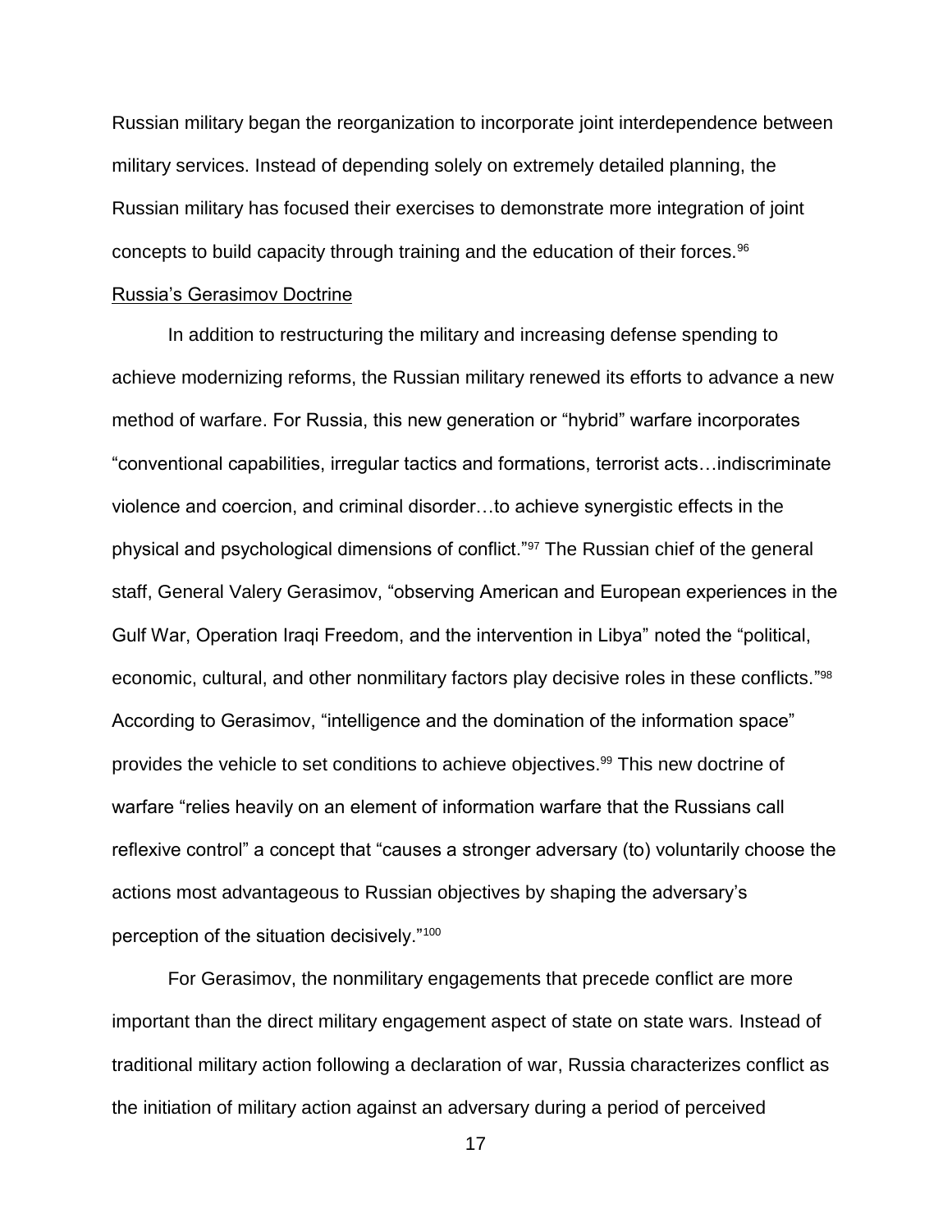Russian military began the reorganization to incorporate joint interdependence between military services. Instead of depending solely on extremely detailed planning, the Russian military has focused their exercises to demonstrate more integration of joint concepts to build capacity through training and the education of their forces.[96]

## Russia's Gerasimov Doctrine

In addition to restructuring the military and increasing defense spending to achieve modernizing reforms, the Russian military renewed its efforts to advance a new method of warfare. For Russia, this new generation or "hybrid" warfare incorporates "conventional capabilities, irregular tactics and formations, terrorist acts…indiscriminate violence and coercion, and criminal disorder…to achieve synergistic effects in the physical and psychological dimensions of conflict."[97] The Russian chief of the general staff, General Valery Gerasimov, "observing American and European experiences in the Gulf War, Operation Iraqi Freedom, and the intervention in Libya" noted the "political, economic, cultural, and other nonmilitary factors play decisive roles in these conflicts."[98] According to Gerasimov, "intelligence and the domination of the information space" provides the vehicle to set conditions to achieve objectives.[99] This new doctrine of warfare "relies heavily on an element of information warfare that the Russians call reflexive control" a concept that "causes a stronger adversary (to) voluntarily choose the actions most advantageous to Russian objectives by shaping the adversary's perception of the situation decisively."[100]

For Gerasimov, the nonmilitary engagements that precede conflict are more important than the direct military engagement aspect of state on state wars. Instead of traditional military action following a declaration of war, Russia characterizes conflict as the initiation of military action against an adversary during a period of perceived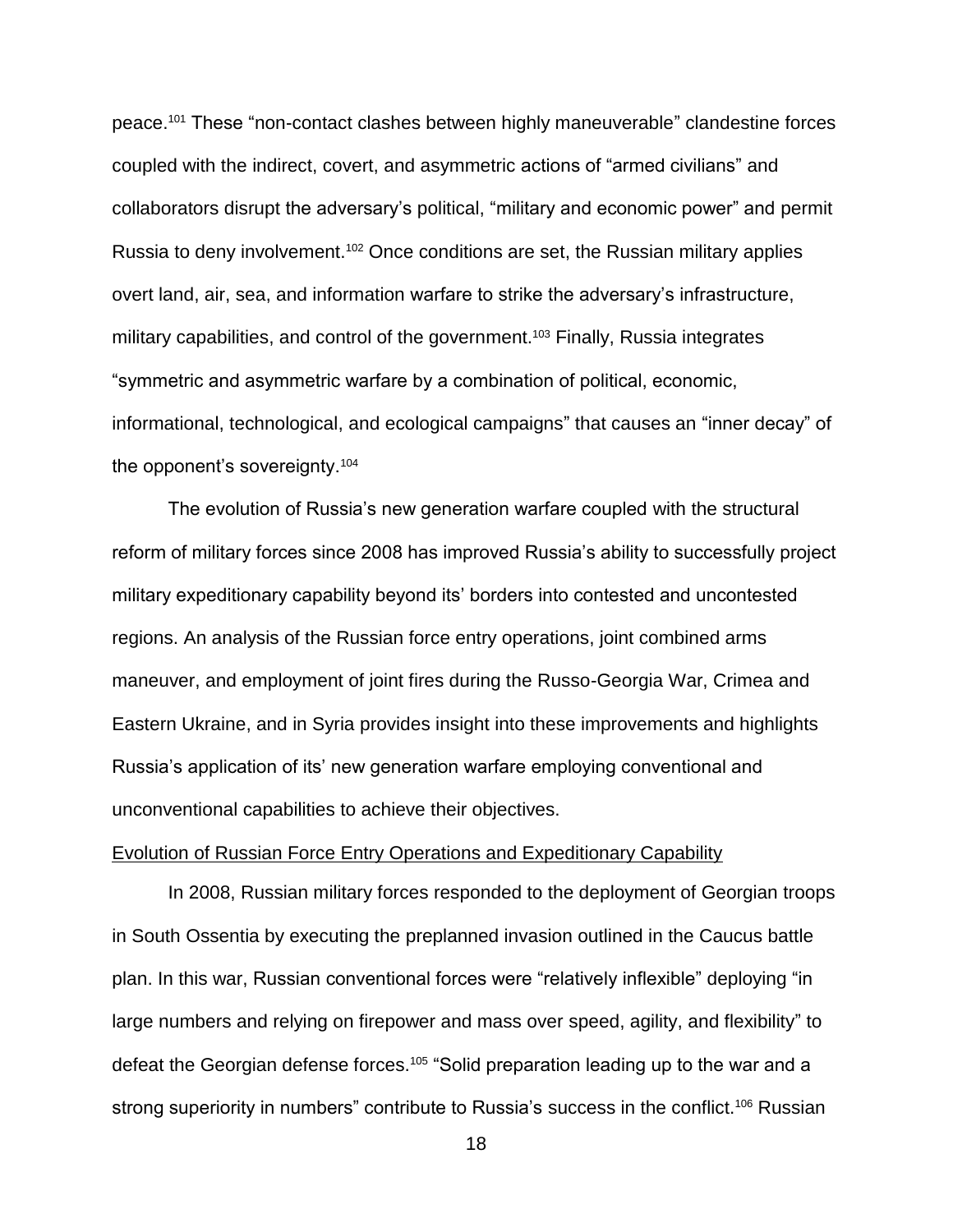peace.[101] These "non-contact clashes between highly maneuverable" clandestine forces coupled with the indirect, covert, and asymmetric actions of "armed civilians" and collaborators disrupt the adversary's political, "military and economic power" and permit Russia to deny involvement.[102] Once conditions are set, the Russian military applies overt land, air, sea, and information warfare to strike the adversary's infrastructure, military capabilities, and control of the government.[103] Finally, Russia integrates "symmetric and asymmetric warfare by a combination of political, economic, informational, technological, and ecological campaigns" that causes an "inner decay" of the opponent's sovereignty.[104]

The evolution of Russia's new generation warfare coupled with the structural reform of military forces since 2008 has improved Russia's ability to successfully project military expeditionary capability beyond its' borders into contested and uncontested regions. An analysis of the Russian force entry operations, joint combined arms maneuver, and employment of joint fires during the Russo-Georgia War, Crimea and Eastern Ukraine, and in Syria provides insight into these improvements and highlights Russia's application of its' new generation warfare employing conventional and unconventional capabilities to achieve their objectives.

<u>Evolution of Russian Force Entry Operations and Expeditionary Capability</u>

In 2008, Russian military forces responded to the deployment of Georgian troops in South Ossentia by executing the preplanned invasion outlined in the Caucus battle plan. In this war, Russian conventional forces were "relatively inflexible" deploying "in large numbers and relying on firepower and mass over speed, agility, and flexibility" to defeat the Georgian defense forces.[105] "Solid preparation leading up to the war and a strong superiority in numbers" contribute to Russia's success in the conflict.[106] Russian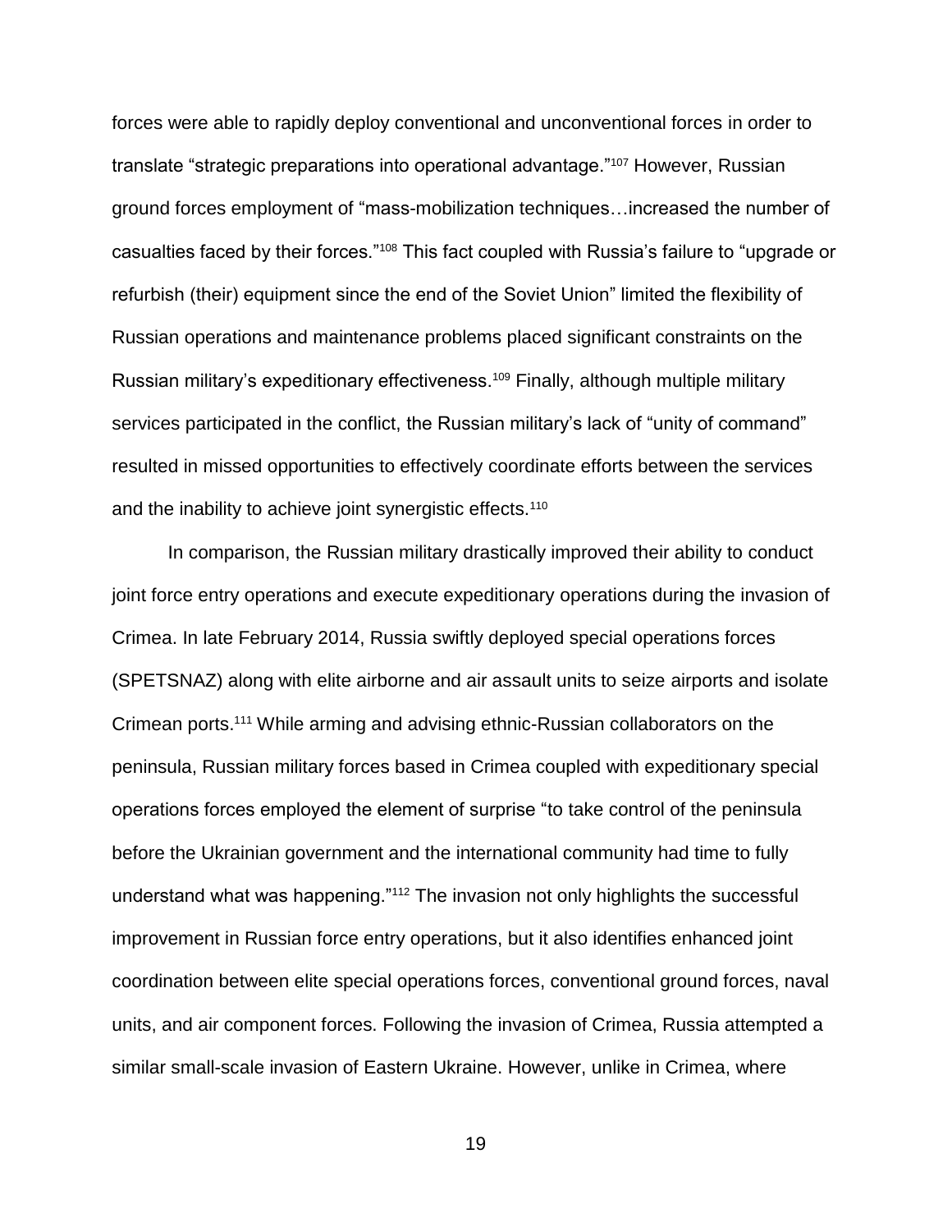forces were able to rapidly deploy conventional and unconventional forces in order to translate "strategic preparations into operational advantage."[107] However, Russian ground forces employment of "mass-mobilization techniques…increased the number of casualties faced by their forces."[108] This fact coupled with Russia's failure to "upgrade or refurbish (their) equipment since the end of the Soviet Union" limited the flexibility of Russian operations and maintenance problems placed significant constraints on the Russian military's expeditionary effectiveness.[109] Finally, although multiple military services participated in the conflict, the Russian military's lack of "unity of command" resulted in missed opportunities to effectively coordinate efforts between the services and the inability to achieve joint synergistic effects.[110]

In comparison, the Russian military drastically improved their ability to conduct joint force entry operations and execute expeditionary operations during the invasion of Crimea. In late February 2014, Russia swiftly deployed special operations forces (SPETSNAZ) along with elite airborne and air assault units to seize airports and isolate Crimean ports.[111] While arming and advising ethnic-Russian collaborators on the peninsula, Russian military forces based in Crimea coupled with expeditionary special operations forces employed the element of surprise "to take control of the peninsula before the Ukrainian government and the international community had time to fully understand what was happening."[112] The invasion not only highlights the successful improvement in Russian force entry operations, but it also identifies enhanced joint coordination between elite special operations forces, conventional ground forces, naval units, and air component forces. Following the invasion of Crimea, Russia attempted a similar small-scale invasion of Eastern Ukraine. However, unlike in Crimea, where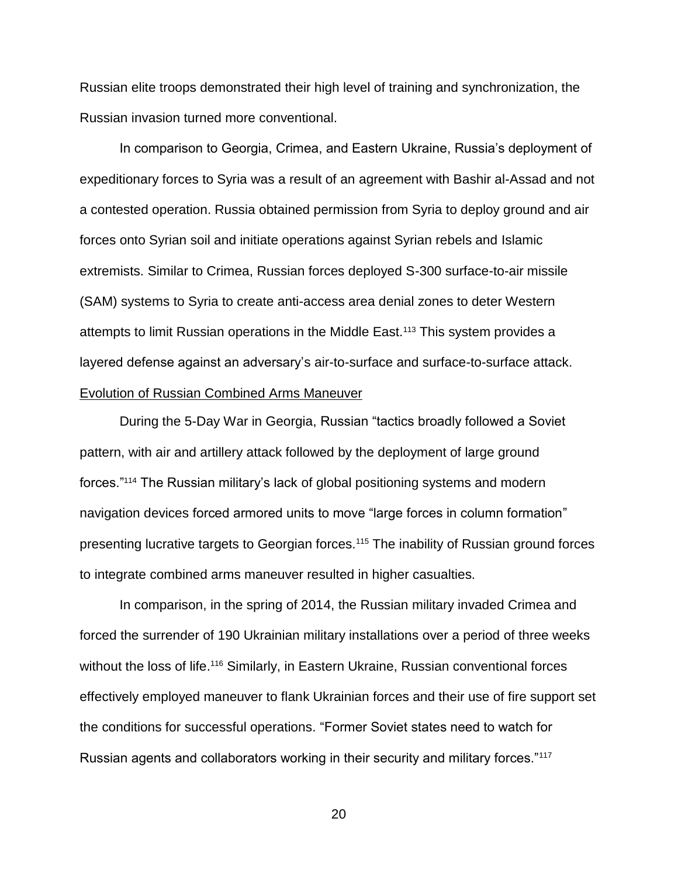Russian elite troops demonstrated their high level of training and synchronization, the Russian invasion turned more conventional.

In comparison to Georgia, Crimea, and Eastern Ukraine, Russia's deployment of expeditionary forces to Syria was a result of an agreement with Bashir al-Assad and not a contested operation. Russia obtained permission from Syria to deploy ground and air forces onto Syrian soil and initiate operations against Syrian rebels and Islamic extremists. Similar to Crimea, Russian forces deployed S-300 surface-to-air missile (SAM) systems to Syria to create anti-access area denial zones to deter Western attempts to limit Russian operations in the Middle East.[113] This system provides a layered defense against an adversary's air-to-surface and surface-to-surface attack.

Evolution of Russian Combined Arms Maneuver

During the 5-Day War in Georgia, Russian "tactics broadly followed a Soviet pattern, with air and artillery attack followed by the deployment of large ground forces."[114] The Russian military's lack of global positioning systems and modern navigation devices forced armored units to move "large forces in column formation" presenting lucrative targets to Georgian forces.[115] The inability of Russian ground forces to integrate combined arms maneuver resulted in higher casualties.

In comparison, in the spring of 2014, the Russian military invaded Crimea and forced the surrender of 190 Ukrainian military installations over a period of three weeks without the loss of life.[116] Similarly, in Eastern Ukraine, Russian conventional forces effectively employed maneuver to flank Ukrainian forces and their use of fire support set the conditions for successful operations. "Former Soviet states need to watch for Russian agents and collaborators working in their security and military forces."[117]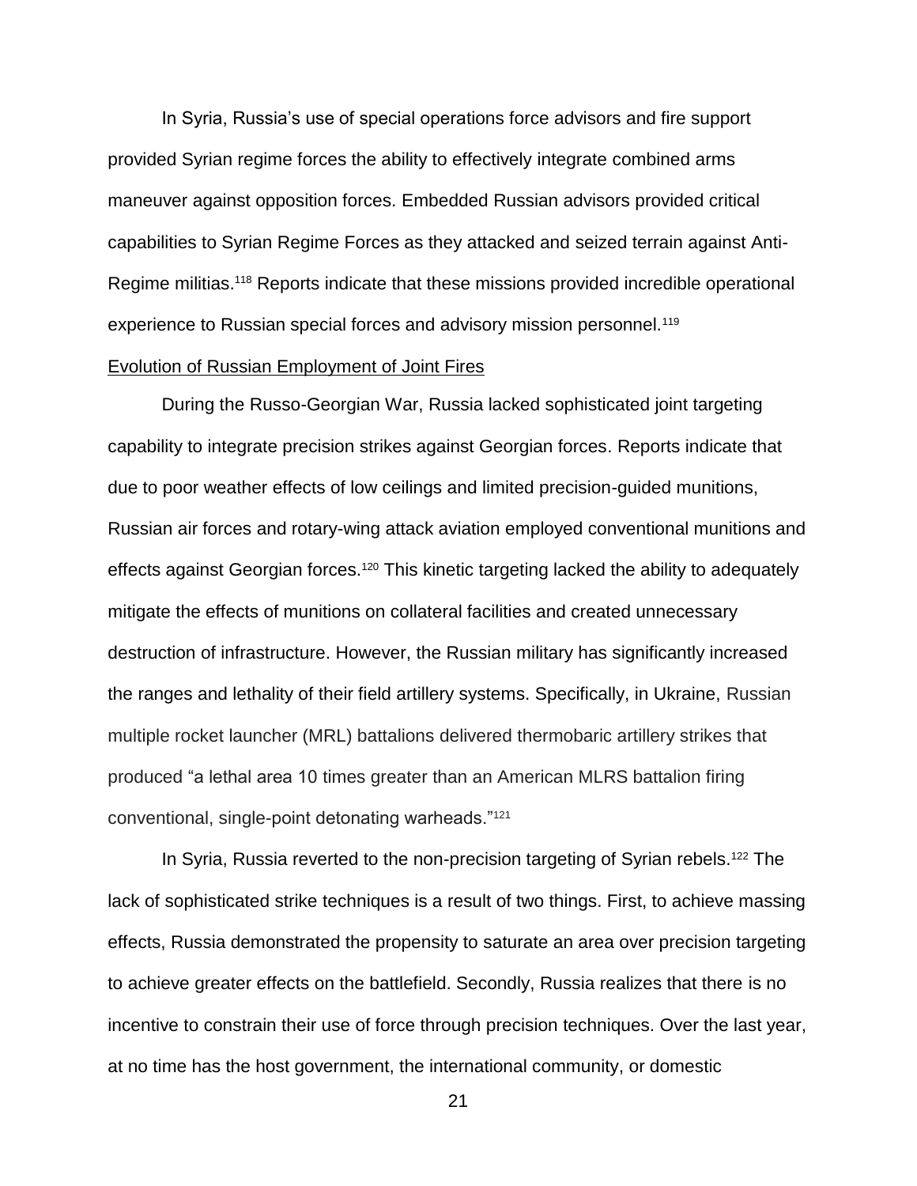In Syria, Russia's use of special operations force advisors and fire support provided Syrian regime forces the ability to effectively integrate combined arms maneuver against opposition forces. Embedded Russian advisors provided critical capabilities to Syrian Regime Forces as they attacked and seized terrain against Anti-Regime militias.[118] Reports indicate that these missions provided incredible operational experience to Russian special forces and advisory mission personnel.[119]

## Evolution of Russian Employment of Joint Fires

During the Russo-Georgian War, Russia lacked sophisticated joint targeting capability to integrate precision strikes against Georgian forces. Reports indicate that due to poor weather effects of low ceilings and limited precision-guided munitions, Russian air forces and rotary-wing attack aviation employed conventional munitions and effects against Georgian forces.[120] This kinetic targeting lacked the ability to adequately mitigate the effects of munitions on collateral facilities and created unnecessary destruction of infrastructure. However, the Russian military has significantly increased the ranges and lethality of their field artillery systems. Specifically, in Ukraine, Russian multiple rocket launcher (MRL) battalions delivered thermobaric artillery strikes that produced "a lethal area 10 times greater than an American MLRS battalion firing conventional, single-point detonating warheads."[121]

In Syria, Russia reverted to the non-precision targeting of Syrian rebels.[122] The lack of sophisticated strike techniques is a result of two things. First, to achieve massing effects, Russia demonstrated the propensity to saturate an area over precision targeting to achieve greater effects on the battlefield. Secondly, Russia realizes that there is no incentive to constrain their use of force through precision techniques. Over the last year, at no time has the host government, the international community, or domestic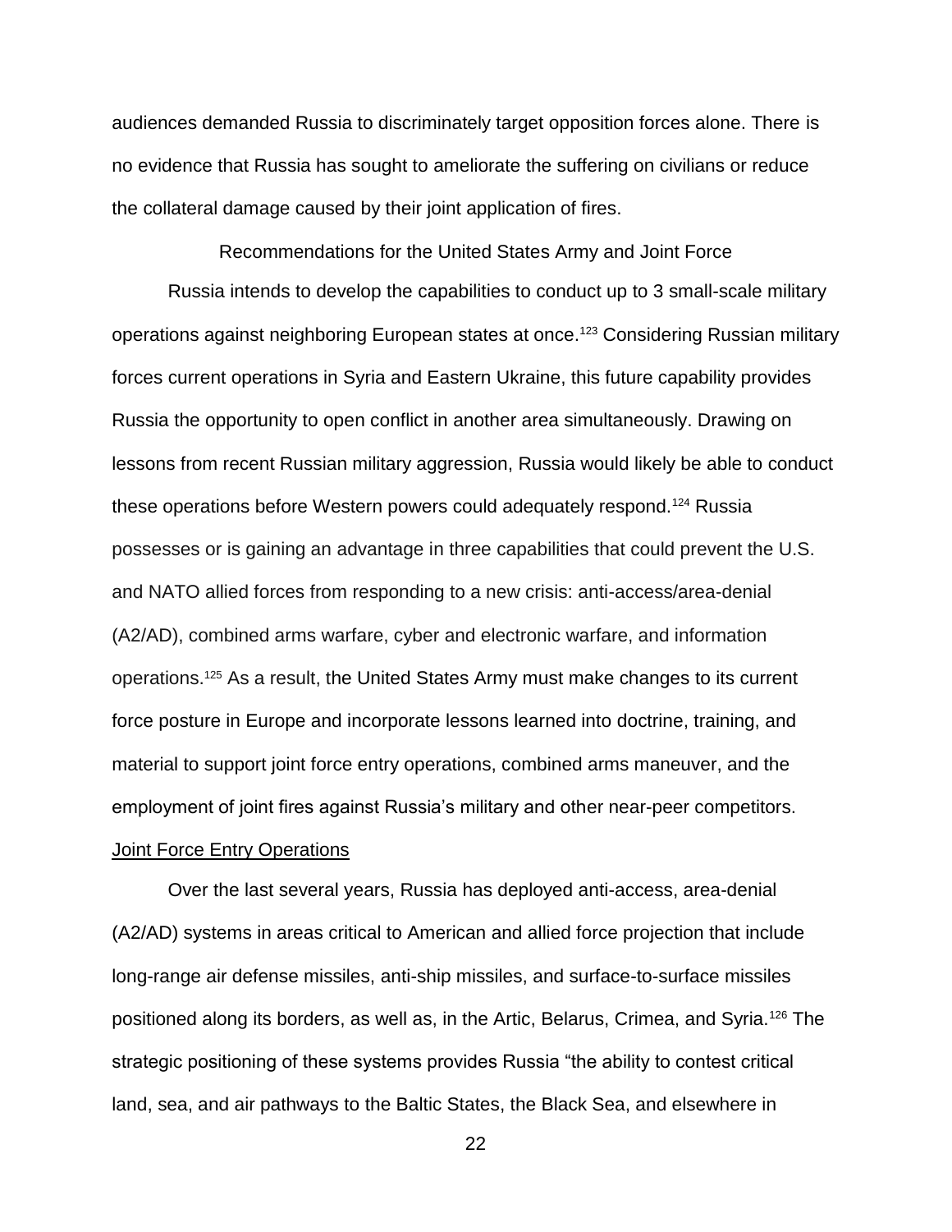audiences demanded Russia to discriminately target opposition forces alone. There is no evidence that Russia has sought to ameliorate the suffering on civilians or reduce the collateral damage caused by their joint application of fires.

## Recommendations for the United States Army and Joint Force

Russia intends to develop the capabilities to conduct up to 3 small-scale military operations against neighboring European states at once.[123] Considering Russian military forces current operations in Syria and Eastern Ukraine, this future capability provides Russia the opportunity to open conflict in another area simultaneously. Drawing on lessons from recent Russian military aggression, Russia would likely be able to conduct these operations before Western powers could adequately respond.[124] Russia possesses or is gaining an advantage in three capabilities that could prevent the U.S. and NATO allied forces from responding to a new crisis: anti-access/area-denial (A2/AD), combined arms warfare, cyber and electronic warfare, and information operations.[125] As a result, the United States Army must make changes to its current force posture in Europe and incorporate lessons learned into doctrine, training, and material to support joint force entry operations, combined arms maneuver, and the employment of joint fires against Russia's military and other near-peer competitors.

### Joint Force Entry Operations

Over the last several years, Russia has deployed anti-access, area-denial (A2/AD) systems in areas critical to American and allied force projection that include long-range air defense missiles, anti-ship missiles, and surface-to-surface missiles positioned along its borders, as well as, in the Artic, Belarus, Crimea, and Syria.[126] The strategic positioning of these systems provides Russia "the ability to contest critical land, sea, and air pathways to the Baltic States, the Black Sea, and elsewhere in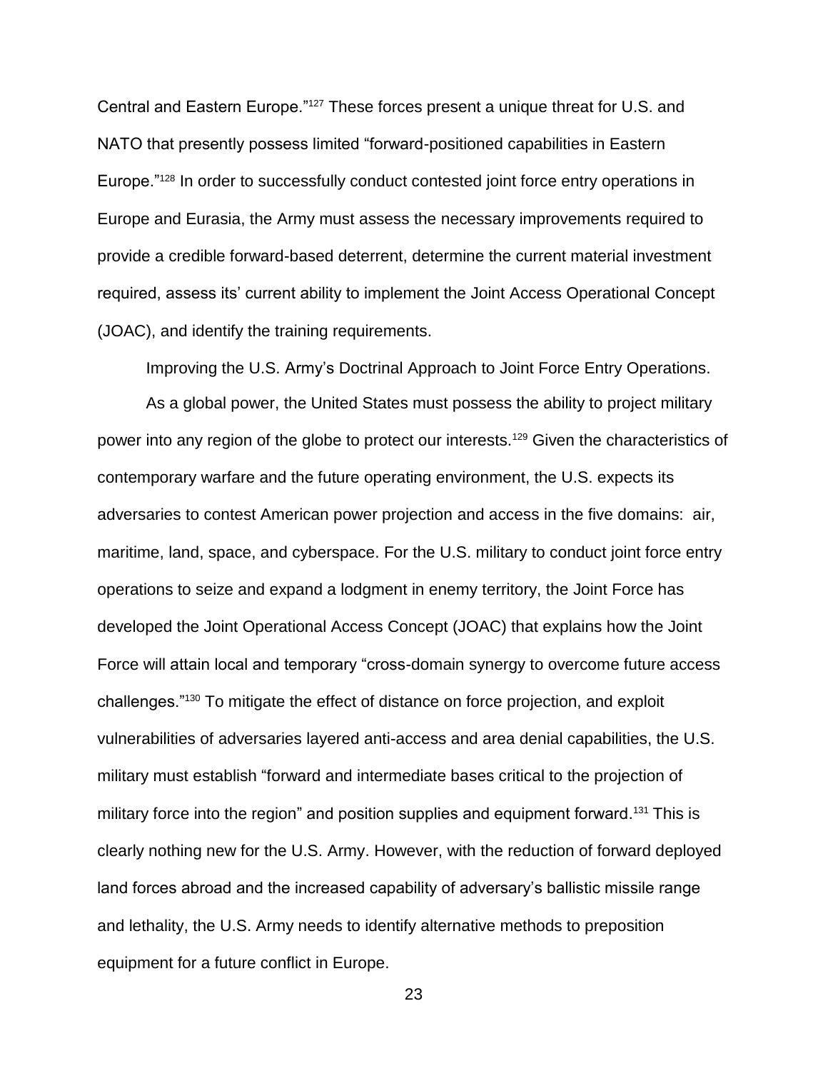Central and Eastern Europe."[127] These forces present a unique threat for U.S. and NATO that presently possess limited "forward-positioned capabilities in Eastern Europe."[128] In order to successfully conduct contested joint force entry operations in Europe and Eurasia, the Army must assess the necessary improvements required to provide a credible forward-based deterrent, determine the current material investment required, assess its' current ability to implement the Joint Access Operational Concept (JOAC), and identify the training requirements.

## Improving the U.S. Army's Doctrinal Approach to Joint Force Entry Operations.

As a global power, the United States must possess the ability to project military power into any region of the globe to protect our interests.[129] Given the characteristics of contemporary warfare and the future operating environment, the U.S. expects its adversaries to contest American power projection and access in the five domains: air, maritime, land, space, and cyberspace. For the U.S. military to conduct joint force entry operations to seize and expand a lodgment in enemy territory, the Joint Force has developed the Joint Operational Access Concept (JOAC) that explains how the Joint Force will attain local and temporary "cross-domain synergy to overcome future access challenges."[130] To mitigate the effect of distance on force projection, and exploit vulnerabilities of adversaries layered anti-access and area denial capabilities, the U.S. military must establish "forward and intermediate bases critical to the projection of military force into the region" and position supplies and equipment forward.[131] This is clearly nothing new for the U.S. Army. However, with the reduction of forward deployed land forces abroad and the increased capability of adversary's ballistic missile range and lethality, the U.S. Army needs to identify alternative methods to preposition equipment for a future conflict in Europe.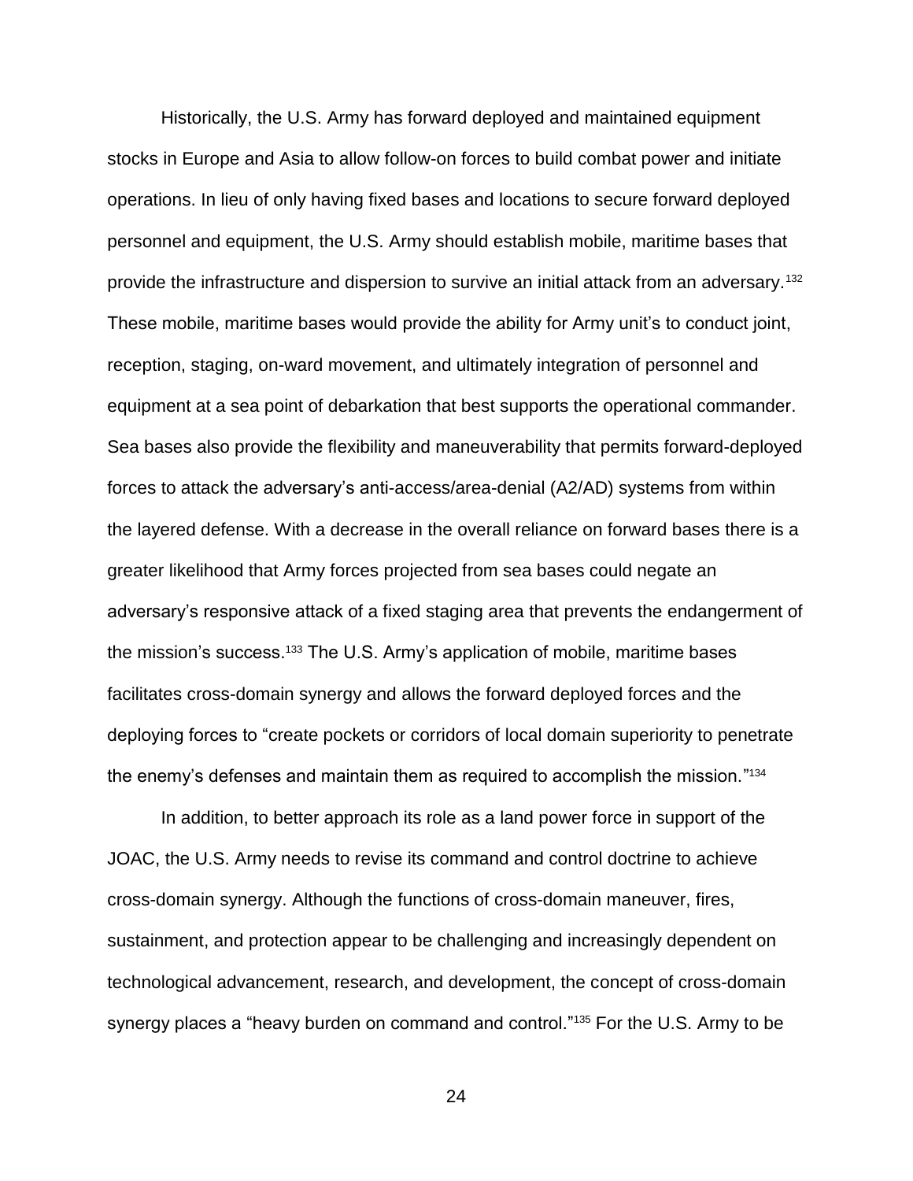Historically, the U.S. Army has forward deployed and maintained equipment stocks in Europe and Asia to allow follow-on forces to build combat power and initiate operations. In lieu of only having fixed bases and locations to secure forward deployed personnel and equipment, the U.S. Army should establish mobile, maritime bases that provide the infrastructure and dispersion to survive an initial attack from an adversary.[132] These mobile, maritime bases would provide the ability for Army unit's to conduct joint, reception, staging, on-ward movement, and ultimately integration of personnel and equipment at a sea point of debarkation that best supports the operational commander. Sea bases also provide the flexibility and maneuverability that permits forward-deployed forces to attack the adversary's anti-access/area-denial (A2/AD) systems from within the layered defense. With a decrease in the overall reliance on forward bases there is a greater likelihood that Army forces projected from sea bases could negate an adversary's responsive attack of a fixed staging area that prevents the endangerment of the mission's success.[133] The U.S. Army's application of mobile, maritime bases facilitates cross-domain synergy and allows the forward deployed forces and the deploying forces to "create pockets or corridors of local domain superiority to penetrate the enemy's defenses and maintain them as required to accomplish the mission."[134]

In addition, to better approach its role as a land power force in support of the JOAC, the U.S. Army needs to revise its command and control doctrine to achieve cross-domain synergy. Although the functions of cross-domain maneuver, fires, sustainment, and protection appear to be challenging and increasingly dependent on technological advancement, research, and development, the concept of cross-domain synergy places a "heavy burden on command and control."[135] For the U.S. Army to be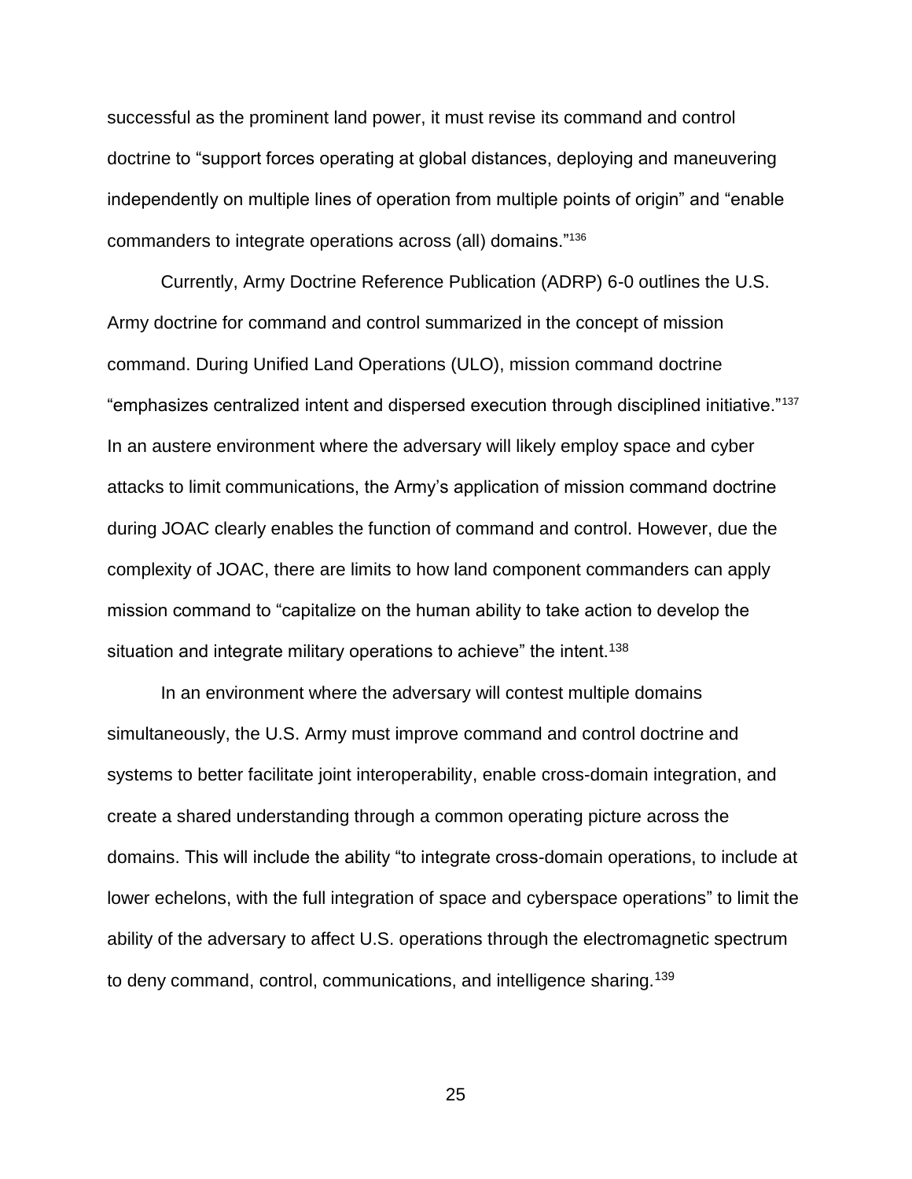successful as the prominent land power, it must revise its command and control doctrine to "support forces operating at global distances, deploying and maneuvering independently on multiple lines of operation from multiple points of origin" and "enable commanders to integrate operations across (all) domains."[136]

Currently, Army Doctrine Reference Publication (ADRP) 6-0 outlines the U.S. Army doctrine for command and control summarized in the concept of mission command. During Unified Land Operations (ULO), mission command doctrine "emphasizes centralized intent and dispersed execution through disciplined initiative."[137] In an austere environment where the adversary will likely employ space and cyber attacks to limit communications, the Army's application of mission command doctrine during JOAC clearly enables the function of command and control. However, due the complexity of JOAC, there are limits to how land component commanders can apply mission command to "capitalize on the human ability to take action to develop the situation and integrate military operations to achieve" the intent.[138]

In an environment where the adversary will contest multiple domains simultaneously, the U.S. Army must improve command and control doctrine and systems to better facilitate joint interoperability, enable cross-domain integration, and create a shared understanding through a common operating picture across the domains. This will include the ability "to integrate cross-domain operations, to include at lower echelons, with the full integration of space and cyberspace operations" to limit the ability of the adversary to affect U.S. operations through the electromagnetic spectrum to deny command, control, communications, and intelligence sharing.[139]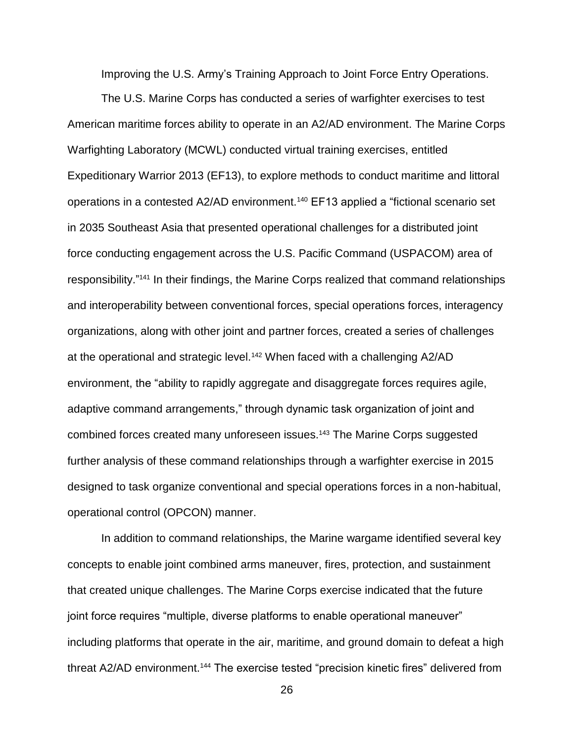Improving the U.S. Army's Training Approach to Joint Force Entry Operations.

The U.S. Marine Corps has conducted a series of warfighter exercises to test American maritime forces ability to operate in an A2/AD environment. The Marine Corps Warfighting Laboratory (MCWL) conducted virtual training exercises, entitled Expeditionary Warrior 2013 (EF13), to explore methods to conduct maritime and littoral operations in a contested A2/AD environment.[140] EF13 applied a "fictional scenario set in 2035 Southeast Asia that presented operational challenges for a distributed joint force conducting engagement across the U.S. Pacific Command (USPACOM) area of responsibility."[141] In their findings, the Marine Corps realized that command relationships and interoperability between conventional forces, special operations forces, interagency organizations, along with other joint and partner forces, created a series of challenges at the operational and strategic level.[142] When faced with a challenging A2/AD environment, the "ability to rapidly aggregate and disaggregate forces requires agile, adaptive command arrangements," through dynamic task organization of joint and combined forces created many unforeseen issues.[143] The Marine Corps suggested further analysis of these command relationships through a warfighter exercise in 2015 designed to task organize conventional and special operations forces in a non-habitual, operational control (OPCON) manner.

In addition to command relationships, the Marine wargame identified several key concepts to enable joint combined arms maneuver, fires, protection, and sustainment that created unique challenges. The Marine Corps exercise indicated that the future joint force requires "multiple, diverse platforms to enable operational maneuver" including platforms that operate in the air, maritime, and ground domain to defeat a high threat A2/AD environment.[144] The exercise tested "precision kinetic fires" delivered from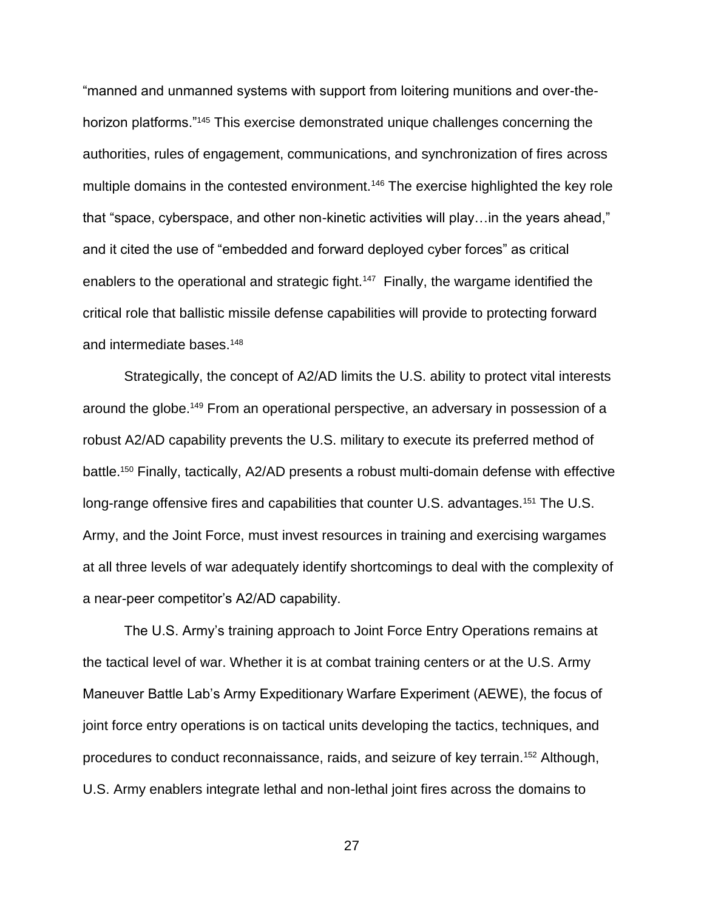"manned and unmanned systems with support from loitering munitions and over-the-horizon platforms."[145] This exercise demonstrated unique challenges concerning the authorities, rules of engagement, communications, and synchronization of fires across multiple domains in the contested environment.[146] The exercise highlighted the key role that "space, cyberspace, and other non-kinetic activities will play…in the years ahead," and it cited the use of "embedded and forward deployed cyber forces" as critical enablers to the operational and strategic fight.[147] Finally, the wargame identified the critical role that ballistic missile defense capabilities will provide to protecting forward and intermediate bases.[148]

Strategically, the concept of A2/AD limits the U.S. ability to protect vital interests around the globe.[149] From an operational perspective, an adversary in possession of a robust A2/AD capability prevents the U.S. military to execute its preferred method of battle.[150] Finally, tactically, A2/AD presents a robust multi-domain defense with effective long-range offensive fires and capabilities that counter U.S. advantages.[151] The U.S. Army, and the Joint Force, must invest resources in training and exercising wargames at all three levels of war adequately identify shortcomings to deal with the complexity of a near-peer competitor's A2/AD capability.

The U.S. Army's training approach to Joint Force Entry Operations remains at the tactical level of war. Whether it is at combat training centers or at the U.S. Army Maneuver Battle Lab's Army Expeditionary Warfare Experiment (AEWE), the focus of joint force entry operations is on tactical units developing the tactics, techniques, and procedures to conduct reconnaissance, raids, and seizure of key terrain.[152] Although, U.S. Army enablers integrate lethal and non-lethal joint fires across the domains to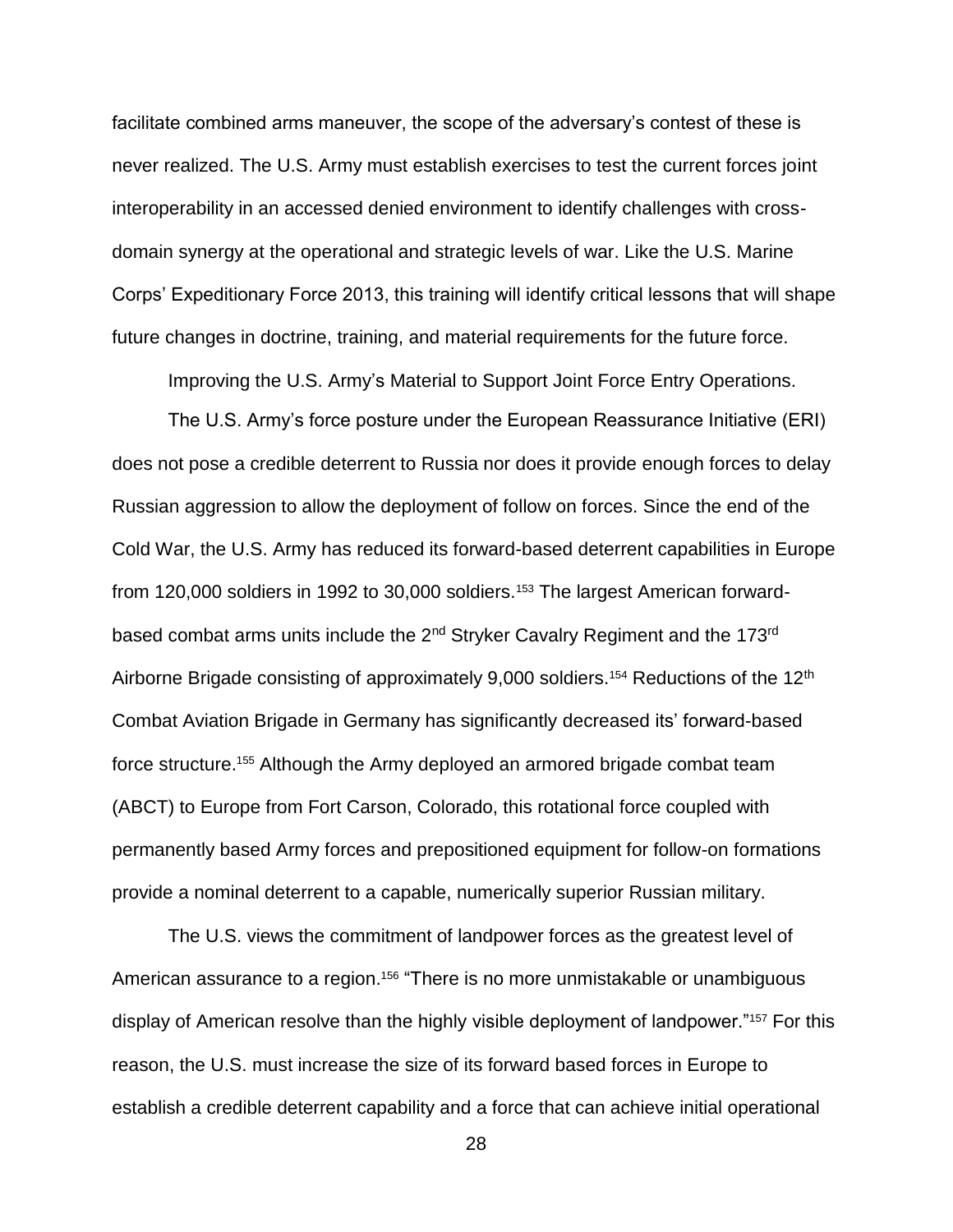facilitate combined arms maneuver, the scope of the adversary's contest of these is never realized. The U.S. Army must establish exercises to test the current forces joint interoperability in an accessed denied environment to identify challenges with cross-domain synergy at the operational and strategic levels of war. Like the U.S. Marine Corps' Expeditionary Force 2013, this training will identify critical lessons that will shape future changes in doctrine, training, and material requirements for the future force.

Improving the U.S. Army's Material to Support Joint Force Entry Operations.

The U.S. Army's force posture under the European Reassurance Initiative (ERI) does not pose a credible deterrent to Russia nor does it provide enough forces to delay Russian aggression to allow the deployment of follow on forces. Since the end of the Cold War, the U.S. Army has reduced its forward-based deterrent capabilities in Europe from 120,000 soldiers in 1992 to 30,000 soldiers.[153] The largest American forward-based combat arms units include the 2nd Stryker Cavalry Regiment and the 173rd Airborne Brigade consisting of approximately 9,000 soldiers.[154] Reductions of the 12th Combat Aviation Brigade in Germany has significantly decreased its' forward-based force structure.[155] Although the Army deployed an armored brigade combat team (ABCT) to Europe from Fort Carson, Colorado, this rotational force coupled with permanently based Army forces and prepositioned equipment for follow-on formations provide a nominal deterrent to a capable, numerically superior Russian military.

The U.S. views the commitment of landpower forces as the greatest level of American assurance to a region.[156] "There is no more unmistakable or unambiguous display of American resolve than the highly visible deployment of landpower."[157] For this reason, the U.S. must increase the size of its forward based forces in Europe to establish a credible deterrent capability and a force that can achieve initial operational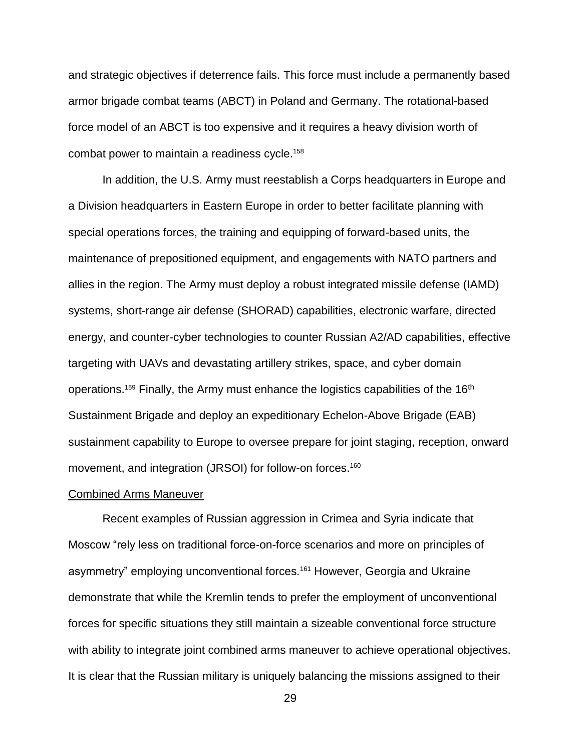and strategic objectives if deterrence fails. This force must include a permanently based armor brigade combat teams (ABCT) in Poland and Germany. The rotational-based force model of an ABCT is too expensive and it requires a heavy division worth of combat power to maintain a readiness cycle.[158]

In addition, the U.S. Army must reestablish a Corps headquarters in Europe and a Division headquarters in Eastern Europe in order to better facilitate planning with special operations forces, the training and equipping of forward-based units, the maintenance of prepositioned equipment, and engagements with NATO partners and allies in the region. The Army must deploy a robust integrated missile defense (IAMD) systems, short-range air defense (SHORAD) capabilities, electronic warfare, directed energy, and counter-cyber technologies to counter Russian A2/AD capabilities, effective targeting with UAVs and devastating artillery strikes, space, and cyber domain operations.[159] Finally, the Army must enhance the logistics capabilities of the 16th Sustainment Brigade and deploy an expeditionary Echelon-Above Brigade (EAB) sustainment capability to Europe to oversee prepare for joint staging, reception, onward movement, and integration (JRSOI) for follow-on forces.[160]

Combined Arms Maneuver

Recent examples of Russian aggression in Crimea and Syria indicate that Moscow "rely less on traditional force-on-force scenarios and more on principles of asymmetry" employing unconventional forces.[161] However, Georgia and Ukraine demonstrate that while the Kremlin tends to prefer the employment of unconventional forces for specific situations they still maintain a sizeable conventional force structure with ability to integrate joint combined arms maneuver to achieve operational objectives. It is clear that the Russian military is uniquely balancing the missions assigned to their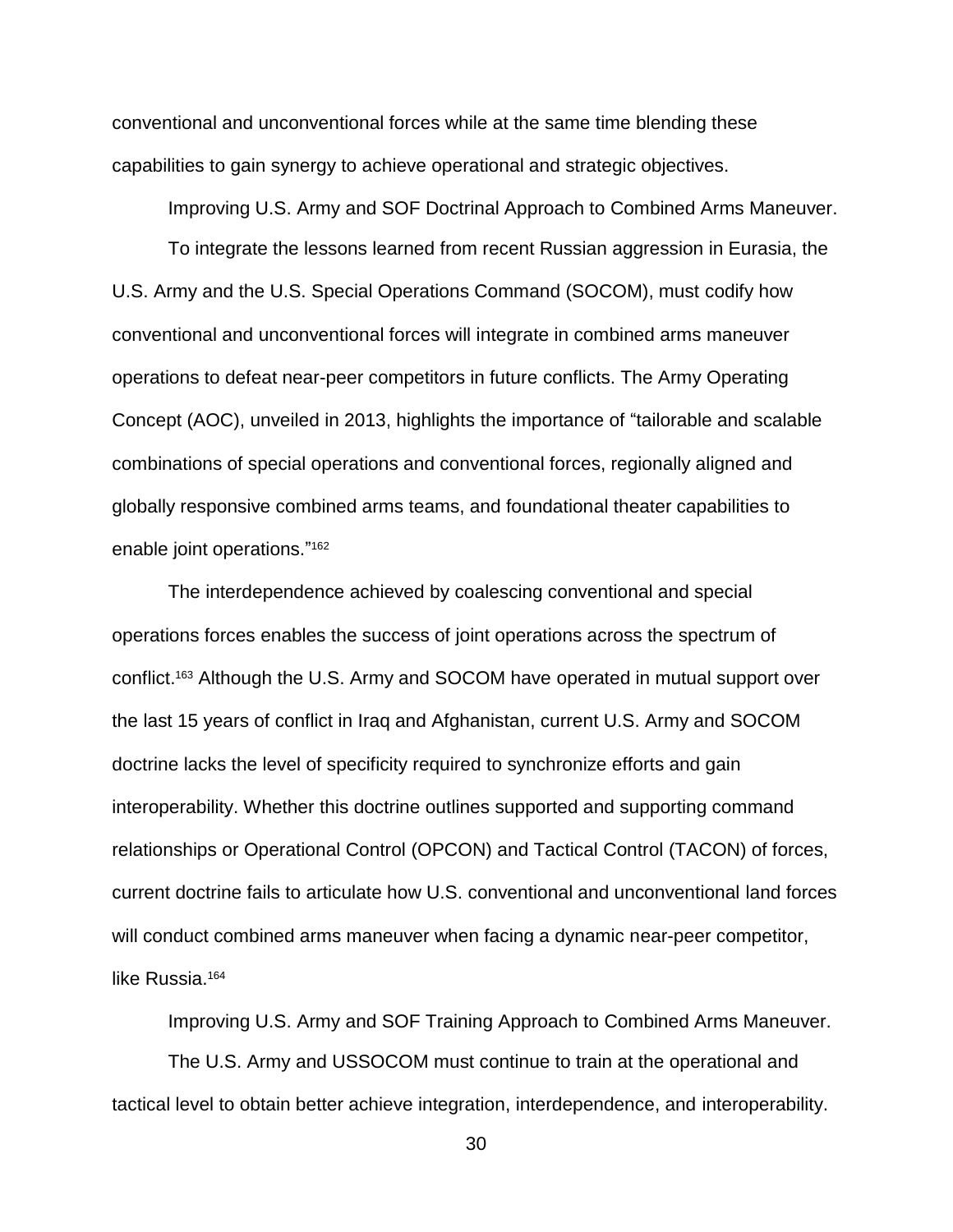conventional and unconventional forces while at the same time blending these capabilities to gain synergy to achieve operational and strategic objectives.

### Improving U.S. Army and SOF Doctrinal Approach to Combined Arms Maneuver.

To integrate the lessons learned from recent Russian aggression in Eurasia, the U.S. Army and the U.S. Special Operations Command (SOCOM), must codify how conventional and unconventional forces will integrate in combined arms maneuver operations to defeat near-peer competitors in future conflicts. The Army Operating Concept (AOC), unveiled in 2013, highlights the importance of "tailorable and scalable combinations of special operations and conventional forces, regionally aligned and globally responsive combined arms teams, and foundational theater capabilities to enable joint operations."[162]

The interdependence achieved by coalescing conventional and special operations forces enables the success of joint operations across the spectrum of conflict.[163] Although the U.S. Army and SOCOM have operated in mutual support over the last 15 years of conflict in Iraq and Afghanistan, current U.S. Army and SOCOM doctrine lacks the level of specificity required to synchronize efforts and gain interoperability. Whether this doctrine outlines supported and supporting command relationships or Operational Control (OPCON) and Tactical Control (TACON) of forces, current doctrine fails to articulate how U.S. conventional and unconventional land forces will conduct combined arms maneuver when facing a dynamic near-peer competitor, like Russia.[164]

### Improving U.S. Army and SOF Training Approach to Combined Arms Maneuver.

The U.S. Army and USSOCOM must continue to train at the operational and tactical level to obtain better achieve integration, interdependence, and interoperability.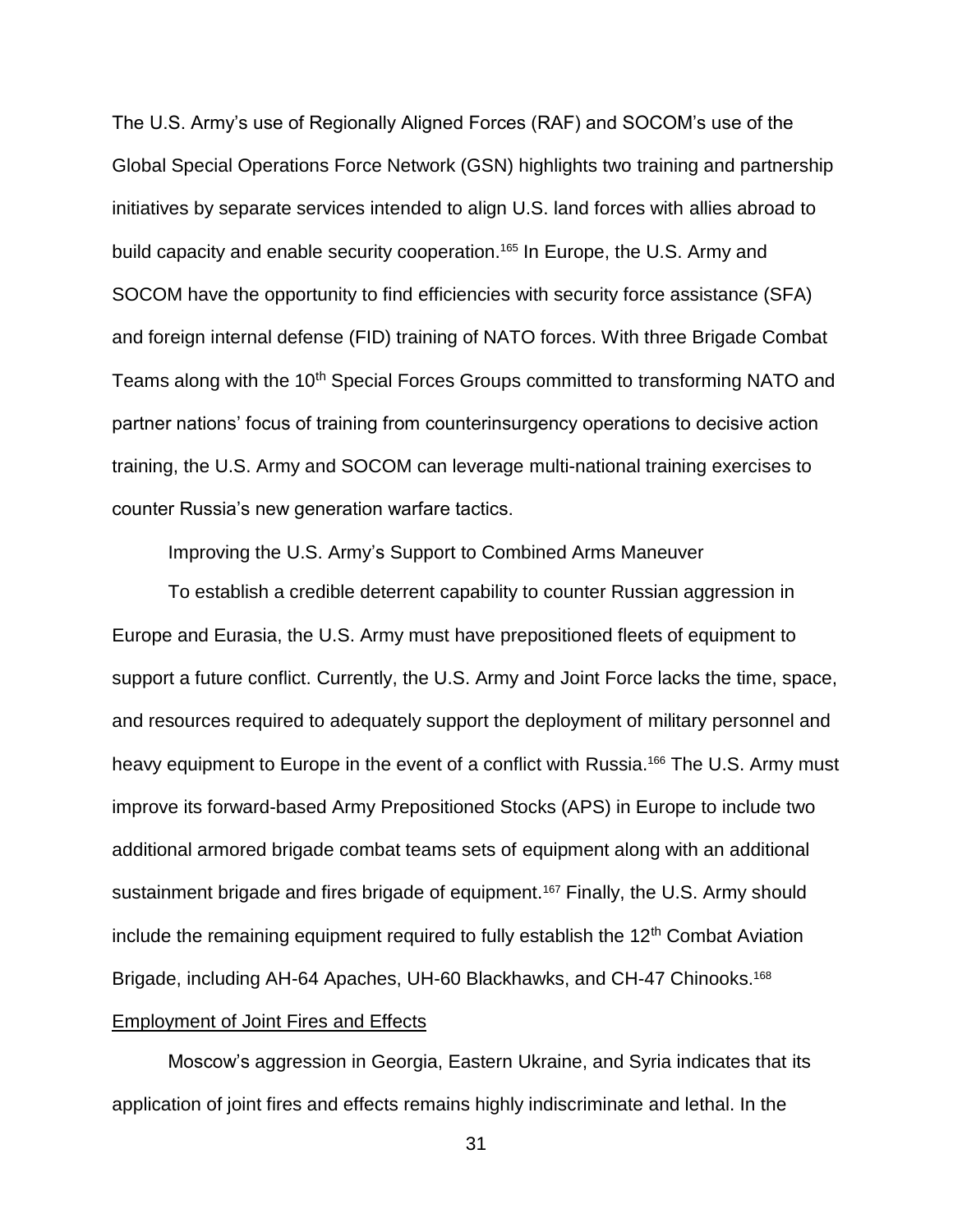The U.S. Army's use of Regionally Aligned Forces (RAF) and SOCOM's use of the Global Special Operations Force Network (GSN) highlights two training and partnership initiatives by separate services intended to align U.S. land forces with allies abroad to build capacity and enable security cooperation.[165] In Europe, the U.S. Army and SOCOM have the opportunity to find efficiencies with security force assistance (SFA) and foreign internal defense (FID) training of NATO forces. With three Brigade Combat Teams along with the 10th Special Forces Groups committed to transforming NATO and partner nations' focus of training from counterinsurgency operations to decisive action training, the U.S. Army and SOCOM can leverage multi-national training exercises to counter Russia's new generation warfare tactics.

Improving the U.S. Army's Support to Combined Arms Maneuver

To establish a credible deterrent capability to counter Russian aggression in Europe and Eurasia, the U.S. Army must have prepositioned fleets of equipment to support a future conflict. Currently, the U.S. Army and Joint Force lacks the time, space, and resources required to adequately support the deployment of military personnel and heavy equipment to Europe in the event of a conflict with Russia.[166] The U.S. Army must improve its forward-based Army Prepositioned Stocks (APS) in Europe to include two additional armored brigade combat teams sets of equipment along with an additional sustainment brigade and fires brigade of equipment.[167] Finally, the U.S. Army should include the remaining equipment required to fully establish the 12th Combat Aviation Brigade, including AH-64 Apaches, UH-60 Blackhawks, and CH-47 Chinooks.[168]

<u>Employment of Joint Fires and Effects</u>

Moscow's aggression in Georgia, Eastern Ukraine, and Syria indicates that its application of joint fires and effects remains highly indiscriminate and lethal. In the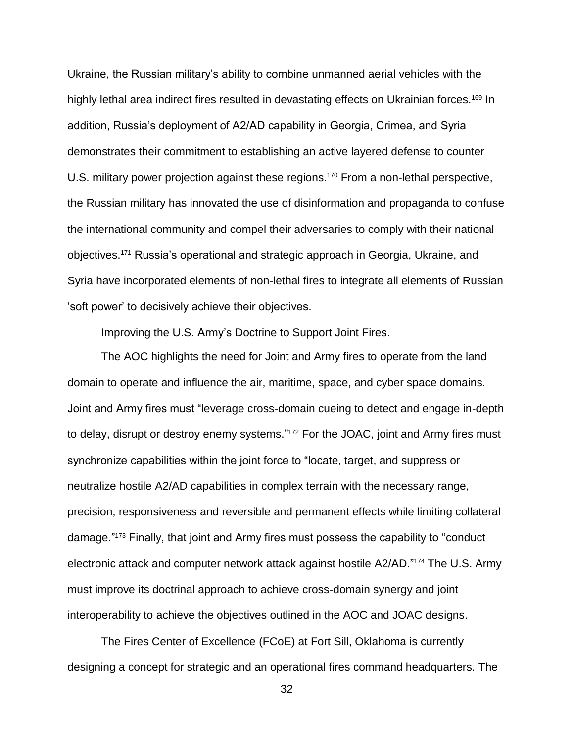Ukraine, the Russian military's ability to combine unmanned aerial vehicles with the highly lethal area indirect fires resulted in devastating effects on Ukrainian forces.[169] In addition, Russia's deployment of A2/AD capability in Georgia, Crimea, and Syria demonstrates their commitment to establishing an active layered defense to counter U.S. military power projection against these regions.[170] From a non-lethal perspective, the Russian military has innovated the use of disinformation and propaganda to confuse the international community and compel their adversaries to comply with their national objectives.[171] Russia's operational and strategic approach in Georgia, Ukraine, and Syria have incorporated elements of non-lethal fires to integrate all elements of Russian 'soft power' to decisively achieve their objectives.

Improving the U.S. Army's Doctrine to Support Joint Fires.

The AOC highlights the need for Joint and Army fires to operate from the land domain to operate and influence the air, maritime, space, and cyber space domains. Joint and Army fires must "leverage cross-domain cueing to detect and engage in-depth to delay, disrupt or destroy enemy systems."[172] For the JOAC, joint and Army fires must synchronize capabilities within the joint force to "locate, target, and suppress or neutralize hostile A2/AD capabilities in complex terrain with the necessary range, precision, responsiveness and reversible and permanent effects while limiting collateral damage."[173] Finally, that joint and Army fires must possess the capability to "conduct electronic attack and computer network attack against hostile A2/AD."[174] The U.S. Army must improve its doctrinal approach to achieve cross-domain synergy and joint interoperability to achieve the objectives outlined in the AOC and JOAC designs.

The Fires Center of Excellence (FCoE) at Fort Sill, Oklahoma is currently designing a concept for strategic and an operational fires command headquarters. The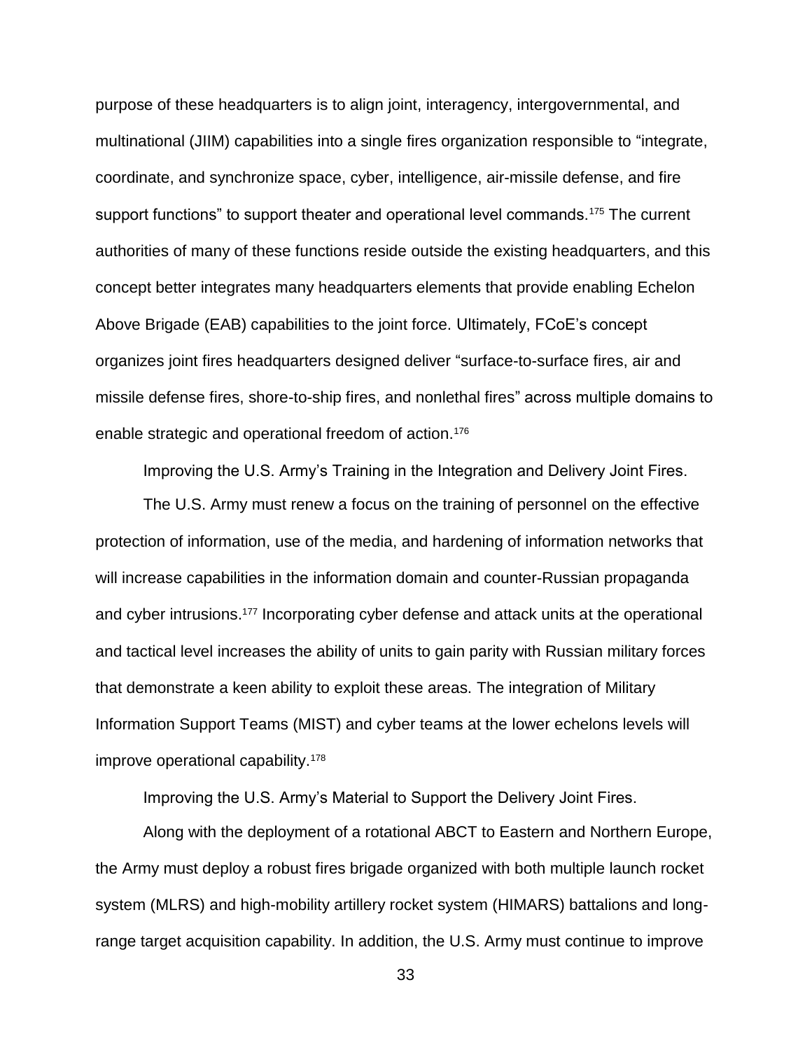purpose of these headquarters is to align joint, interagency, intergovernmental, and multinational (JIIM) capabilities into a single fires organization responsible to "integrate, coordinate, and synchronize space, cyber, intelligence, air-missile defense, and fire support functions" to support theater and operational level commands.[175] The current authorities of many of these functions reside outside the existing headquarters, and this concept better integrates many headquarters elements that provide enabling Echelon Above Brigade (EAB) capabilities to the joint force. Ultimately, FCoE's concept organizes joint fires headquarters designed deliver "surface-to-surface fires, air and missile defense fires, shore-to-ship fires, and nonlethal fires" across multiple domains to enable strategic and operational freedom of action.[176]

Improving the U.S. Army's Training in the Integration and Delivery Joint Fires.

The U.S. Army must renew a focus on the training of personnel on the effective protection of information, use of the media, and hardening of information networks that will increase capabilities in the information domain and counter-Russian propaganda and cyber intrusions.[177] Incorporating cyber defense and attack units at the operational and tactical level increases the ability of units to gain parity with Russian military forces that demonstrate a keen ability to exploit these areas. The integration of Military Information Support Teams (MIST) and cyber teams at the lower echelons levels will improve operational capability.[178]

Improving the U.S. Army's Material to Support the Delivery Joint Fires.

Along with the deployment of a rotational ABCT to Eastern and Northern Europe, the Army must deploy a robust fires brigade organized with both multiple launch rocket system (MLRS) and high-mobility artillery rocket system (HIMARS) battalions and long-range target acquisition capability. In addition, the U.S. Army must continue to improve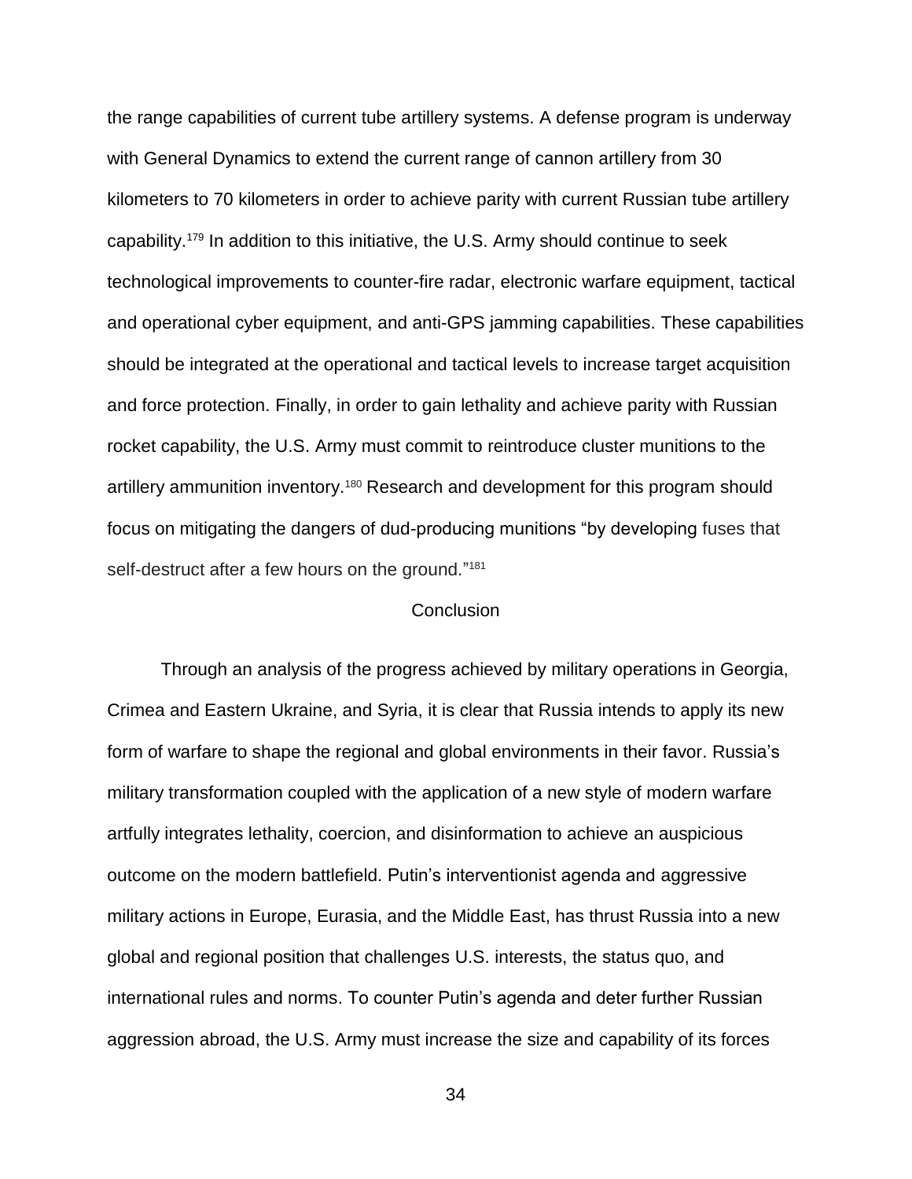the range capabilities of current tube artillery systems. A defense program is underway with General Dynamics to extend the current range of cannon artillery from 30 kilometers to 70 kilometers in order to achieve parity with current Russian tube artillery capability.[179] In addition to this initiative, the U.S. Army should continue to seek technological improvements to counter-fire radar, electronic warfare equipment, tactical and operational cyber equipment, and anti-GPS jamming capabilities. These capabilities should be integrated at the operational and tactical levels to increase target acquisition and force protection. Finally, in order to gain lethality and achieve parity with Russian rocket capability, the U.S. Army must commit to reintroduce cluster munitions to the artillery ammunition inventory.[180] Research and development for this program should focus on mitigating the dangers of dud-producing munitions "by developing fuses that self-destruct after a few hours on the ground."[181]

## Conclusion

Through an analysis of the progress achieved by military operations in Georgia, Crimea and Eastern Ukraine, and Syria, it is clear that Russia intends to apply its new form of warfare to shape the regional and global environments in their favor. Russia's military transformation coupled with the application of a new style of modern warfare artfully integrates lethality, coercion, and disinformation to achieve an auspicious outcome on the modern battlefield. Putin's interventionist agenda and aggressive military actions in Europe, Eurasia, and the Middle East, has thrust Russia into a new global and regional position that challenges U.S. interests, the status quo, and international rules and norms. To counter Putin's agenda and deter further Russian aggression abroad, the U.S. Army must increase the size and capability of its forces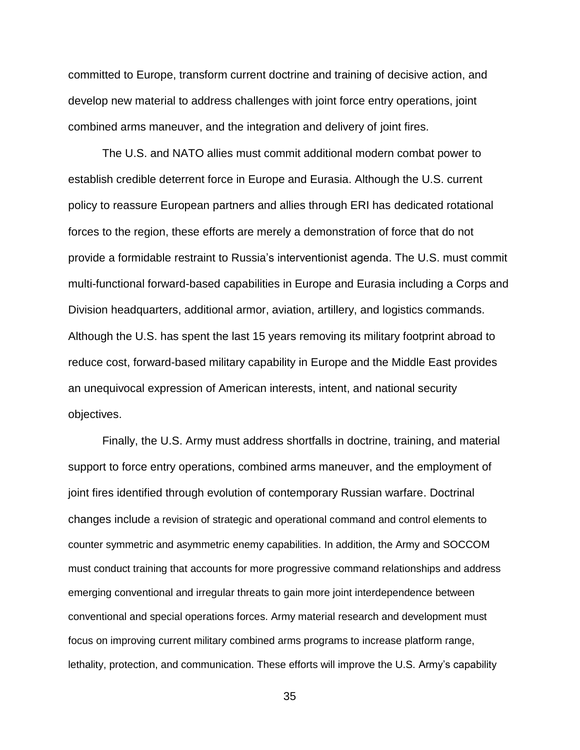committed to Europe, transform current doctrine and training of decisive action, and develop new material to address challenges with joint force entry operations, joint combined arms maneuver, and the integration and delivery of joint fires.

The U.S. and NATO allies must commit additional modern combat power to establish credible deterrent force in Europe and Eurasia. Although the U.S. current policy to reassure European partners and allies through ERI has dedicated rotational forces to the region, these efforts are merely a demonstration of force that do not provide a formidable restraint to Russia's interventionist agenda. The U.S. must commit multi-functional forward-based capabilities in Europe and Eurasia including a Corps and Division headquarters, additional armor, aviation, artillery, and logistics commands. Although the U.S. has spent the last 15 years removing its military footprint abroad to reduce cost, forward-based military capability in Europe and the Middle East provides an unequivocal expression of American interests, intent, and national security objectives.

Finally, the U.S. Army must address shortfalls in doctrine, training, and material support to force entry operations, combined arms maneuver, and the employment of joint fires identified through evolution of contemporary Russian warfare. Doctrinal changes include a revision of strategic and operational command and control elements to counter symmetric and asymmetric enemy capabilities. In addition, the Army and SOCCOM must conduct training that accounts for more progressive command relationships and address emerging conventional and irregular threats to gain more joint interdependence between conventional and special operations forces. Army material research and development must focus on improving current military combined arms programs to increase platform range, lethality, protection, and communication. These efforts will improve the U.S. Army's capability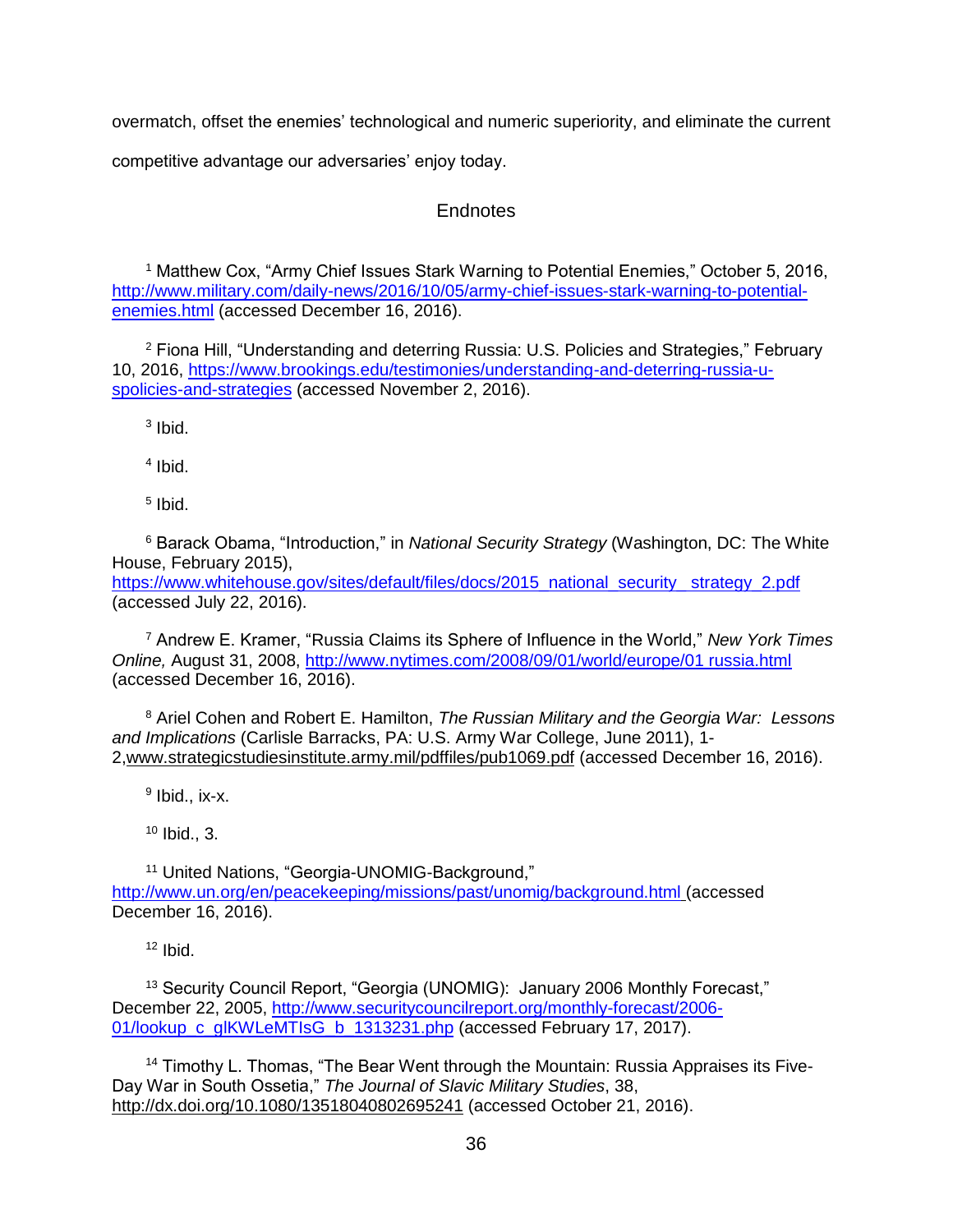overmatch, offset the enemies' technological and numeric superiority, and eliminate the current competitive advantage our adversaries' enjoy today.

## Endnotes

[1] Matthew Cox, "Army Chief Issues Stark Warning to Potential Enemies," October 5, 2016, http://www.military.com/daily-news/2016/10/05/army-chief-issues-stark-warning-to-potential-enemies.html (accessed December 16, 2016).

[2] Fiona Hill, "Understanding and deterring Russia: U.S. Policies and Strategies," February 10, 2016, https://www.brookings.edu/testimonies/understanding-and-deterring-russia-u-spolicies-and-strategies (accessed November 2, 2016).

[3] Ibid.

[4] Ibid.

[5] Ibid.

[6] Barack Obama, "Introduction," in *National Security Strategy* (Washington, DC: The White House, February 2015), https://www.whitehouse.gov/sites/default/files/docs/2015_national_security_ strategy_2.pdf (accessed July 22, 2016).

[7] Andrew E. Kramer, "Russia Claims its Sphere of Influence in the World," *New York Times Online,* August 31, 2008, http://www.nytimes.com/2008/09/01/world/europe/01 russia.html (accessed December 16, 2016).

[8] Ariel Cohen and Robert E. Hamilton, *The Russian Military and the Georgia War: Lessons and Implications* (Carlisle Barracks, PA: U.S. Army War College, June 2011), 1-2,www.strategicstudiesinstitute.army.mil/pdffiles/pub1069.pdf (accessed December 16, 2016).

[9] Ibid., ix-x.

[10] Ibid., 3.

[11] United Nations, "Georgia-UNOMIG-Background," http://www.un.org/en/peacekeeping/missions/past/unomig/background.html (accessed December 16, 2016).

[12] Ibid.

[13] Security Council Report, "Georgia (UNOMIG): January 2006 Monthly Forecast," December 22, 2005, http://www.securitycouncilreport.org/monthly-forecast/2006-01/lookup_c_glKWLeMTIsG_b_1313231.php (accessed February 17, 2017).

[14] Timothy L. Thomas, "The Bear Went through the Mountain: Russia Appraises its Five-Day War in South Ossetia," *The Journal of Slavic Military Studies*, 38, http://dx.doi.org/10.1080/13518040802695241 (accessed October 21, 2016).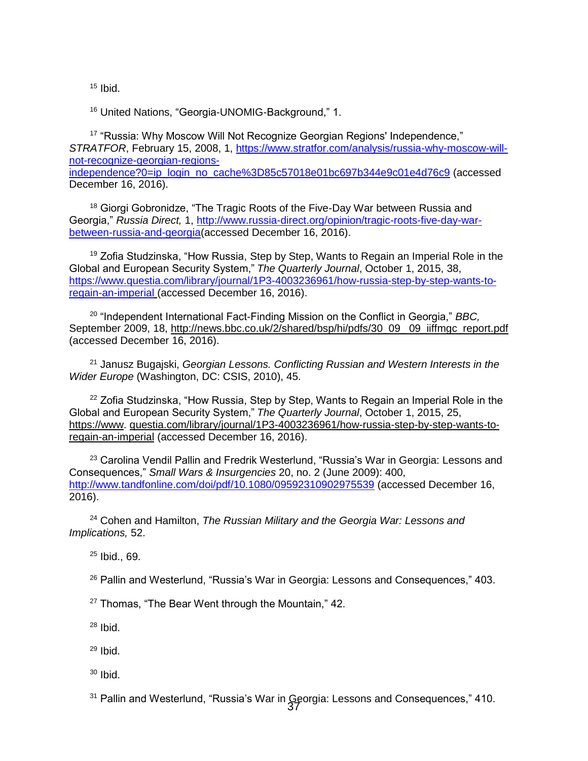[15] Ibid.

[16] United Nations, "Georgia-UNOMIG-Background," 1.

[17] "Russia: Why Moscow Will Not Recognize Georgian Regions' Independence," *STRATFOR*, February 15, 2008, 1, https://www.stratfor.com/analysis/russia-why-moscow-will-not-recognize-georgian-regions-independence?0=ip_login_no_cache%3D85c57018e01bc697b344e9c01e4d76c9 (accessed December 16, 2016).

[18] Giorgi Gobronidze, "The Tragic Roots of the Five-Day War between Russia and Georgia," *Russia Direct,* 1, http://www.russia-direct.org/opinion/tragic-roots-five-day-war-between-russia-and-georgia(accessed December 16, 2016).

[19] Zofia Studzinska, "How Russia, Step by Step, Wants to Regain an Imperial Role in the Global and European Security System," *The Quarterly Journal*, October 1, 2015, 38, https://www.questia.com/library/journal/1P3-4003236961/how-russia-step-by-step-wants-to-regain-an-imperial (accessed December 16, 2016).

[20] "Independent International Fact-Finding Mission on the Conflict in Georgia," *BBC,* September 2009, 18, http://news.bbc.co.uk/2/shared/bsp/hi/pdfs/30_09__09_iiffmgc_report.pdf (accessed December 16, 2016).

[21] Janusz Bugajski, *Georgian Lessons. Conflicting Russian and Western Interests in the Wider Europe* (Washington, DC: CSIS, 2010), 45.

[22] Zofia Studzinska, "How Russia, Step by Step, Wants to Regain an Imperial Role in the Global and European Security System," *The Quarterly Journal*, October 1, 2015, 25, https://www. questia.com/library/journal/1P3-4003236961/how-russia-step-by-step-wants-to-regain-an-imperial (accessed December 16, 2016).

[23] Carolina Vendil Pallin and Fredrik Westerlund, "Russia's War in Georgia: Lessons and Consequences," *Small Wars & Insurgencies* 20, no. 2 (June 2009): 400, http://www.tandfonline.com/doi/pdf/10.1080/09592310902975539 (accessed December 16, 2016).

[24] Cohen and Hamilton, *The Russian Military and the Georgia War: Lessons and Implications,* 52.

[25] Ibid., 69.

[26] Pallin and Westerlund, "Russia's War in Georgia: Lessons and Consequences," 403.

[27] Thomas, "The Bear Went through the Mountain," 42.

[28] Ibid.

[29] Ibid.

[30] Ibid.

[31] Pallin and Westerlund, "Russia's War in Georgia: Lessons and Consequences," 410.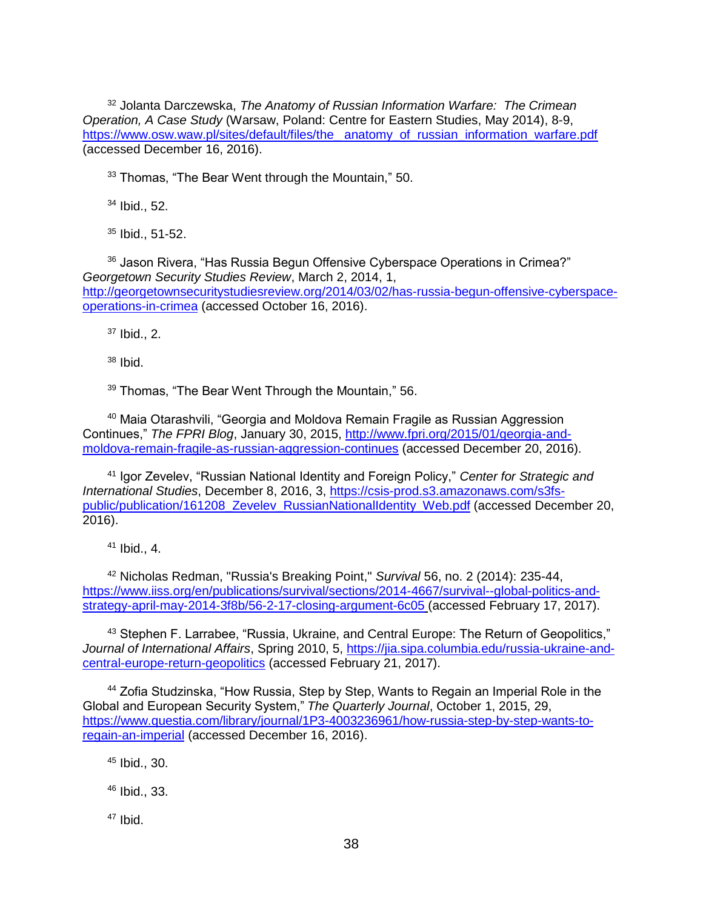[32] Jolanta Darczewska, *The Anatomy of Russian Information Warfare: The Crimean Operation, A Case Study* (Warsaw, Poland: Centre for Eastern Studies, May 2014), 8-9, https://www.osw.waw.pl/sites/default/files/the_anatomy_of_russian_information_warfare.pdf (accessed December 16, 2016).

[33] Thomas, "The Bear Went through the Mountain," 50.

[34] Ibid., 52.

[35] Ibid., 51-52.

[36] Jason Rivera, "Has Russia Begun Offensive Cyberspace Operations in Crimea?" *Georgetown Security Studies Review*, March 2, 2014, 1, http://georgetownsecuritystudiesreview.org/2014/03/02/has-russia-begun-offensive-cyberspace-operations-in-crimea (accessed October 16, 2016).

[37] Ibid., 2.

[38] Ibid.

[39] Thomas, "The Bear Went Through the Mountain," 56.

[40] Maia Otarashvili, "Georgia and Moldova Remain Fragile as Russian Aggression Continues," *The FPRI Blog*, January 30, 2015, http://www.fpri.org/2015/01/georgia-and-moldova-remain-fragile-as-russian-aggression-continues (accessed December 20, 2016).

[41] Igor Zevelev, "Russian National Identity and Foreign Policy," *Center for Strategic and International Studies*, December 8, 2016, 3, https://csis-prod.s3.amazonaws.com/s3fs-public/publication/161208_Zevelev_RussianNationalIdentity_Web.pdf (accessed December 20, 2016).

[41] Ibid., 4.

[42] Nicholas Redman, "Russia's Breaking Point," *Survival* 56, no. 2 (2014): 235-44, https://www.iiss.org/en/publications/survival/sections/2014-4667/survival--global-politics-and-strategy-april-may-2014-3f8b/56-2-17-closing-argument-6c05 (accessed February 17, 2017).

[43] Stephen F. Larrabee, "Russia, Ukraine, and Central Europe: The Return of Geopolitics," *Journal of International Affairs*, Spring 2010, 5, https://jia.sipa.columbia.edu/russia-ukraine-and-central-europe-return-geopolitics (accessed February 21, 2017).

[44] Zofia Studzinska, "How Russia, Step by Step, Wants to Regain an Imperial Role in the Global and European Security System," *The Quarterly Journal*, October 1, 2015, 29, https://www.questia.com/library/journal/1P3-4003236961/how-russia-step-by-step-wants-to-regain-an-imperial (accessed December 16, 2016).

[45] Ibid., 30.

[46] Ibid., 33.

[47] Ibid.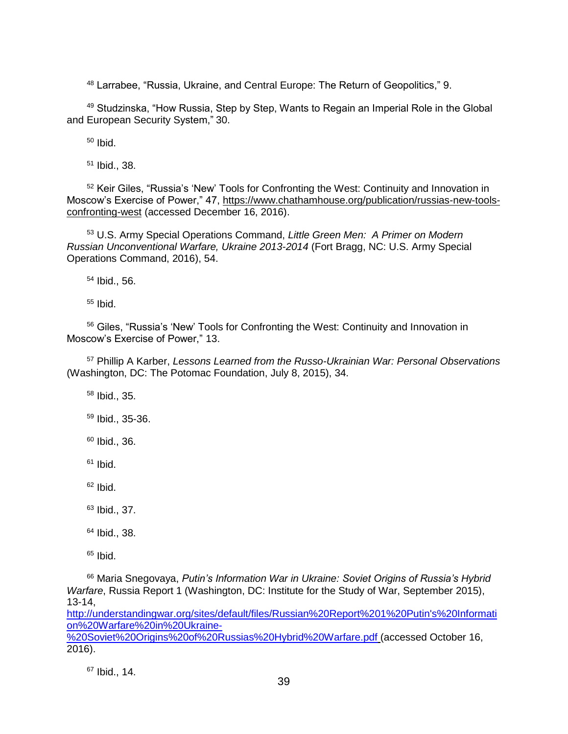[48] Larrabee, "Russia, Ukraine, and Central Europe: The Return of Geopolitics," 9.

[49] Studzinska, "How Russia, Step by Step, Wants to Regain an Imperial Role in the Global and European Security System," 30.

[50] Ibid.

[51] Ibid., 38.

[52] Keir Giles, "Russia's 'New' Tools for Confronting the West: Continuity and Innovation in Moscow's Exercise of Power," 47, https://www.chathamhouse.org/publication/russias-new-tools-confronting-west (accessed December 16, 2016).

[53] U.S. Army Special Operations Command, *Little Green Men: A Primer on Modern Russian Unconventional Warfare, Ukraine 2013-2014* (Fort Bragg, NC: U.S. Army Special Operations Command, 2016), 54.

[54] Ibid., 56.

[55] Ibid.

[56] Giles, "Russia's 'New' Tools for Confronting the West: Continuity and Innovation in Moscow's Exercise of Power," 13.

[57] Phillip A Karber, *Lessons Learned from the Russo-Ukrainian War: Personal Observations* (Washington, DC: The Potomac Foundation, July 8, 2015), 34.

[58] Ibid., 35.

[59] Ibid., 35-36.

[60] Ibid., 36.

[61] Ibid.

[62] Ibid.

[63] Ibid., 37.

[64] Ibid., 38.

[65] Ibid.

[66] Maria Snegovaya, *Putin's Information War in Ukraine: Soviet Origins of Russia's Hybrid Warfare*, Russia Report 1 (Washington, DC: Institute for the Study of War, September 2015), 13-14, http://understandingwar.org/sites/default/files/Russian%20Report%201%20Putin's%20Information%20Warfare%20in%20Ukraine-%20Soviet%20Origins%20of%20Russias%20Hybrid%20Warfare.pdf (accessed October 16, 2016).

[67] Ibid., 14.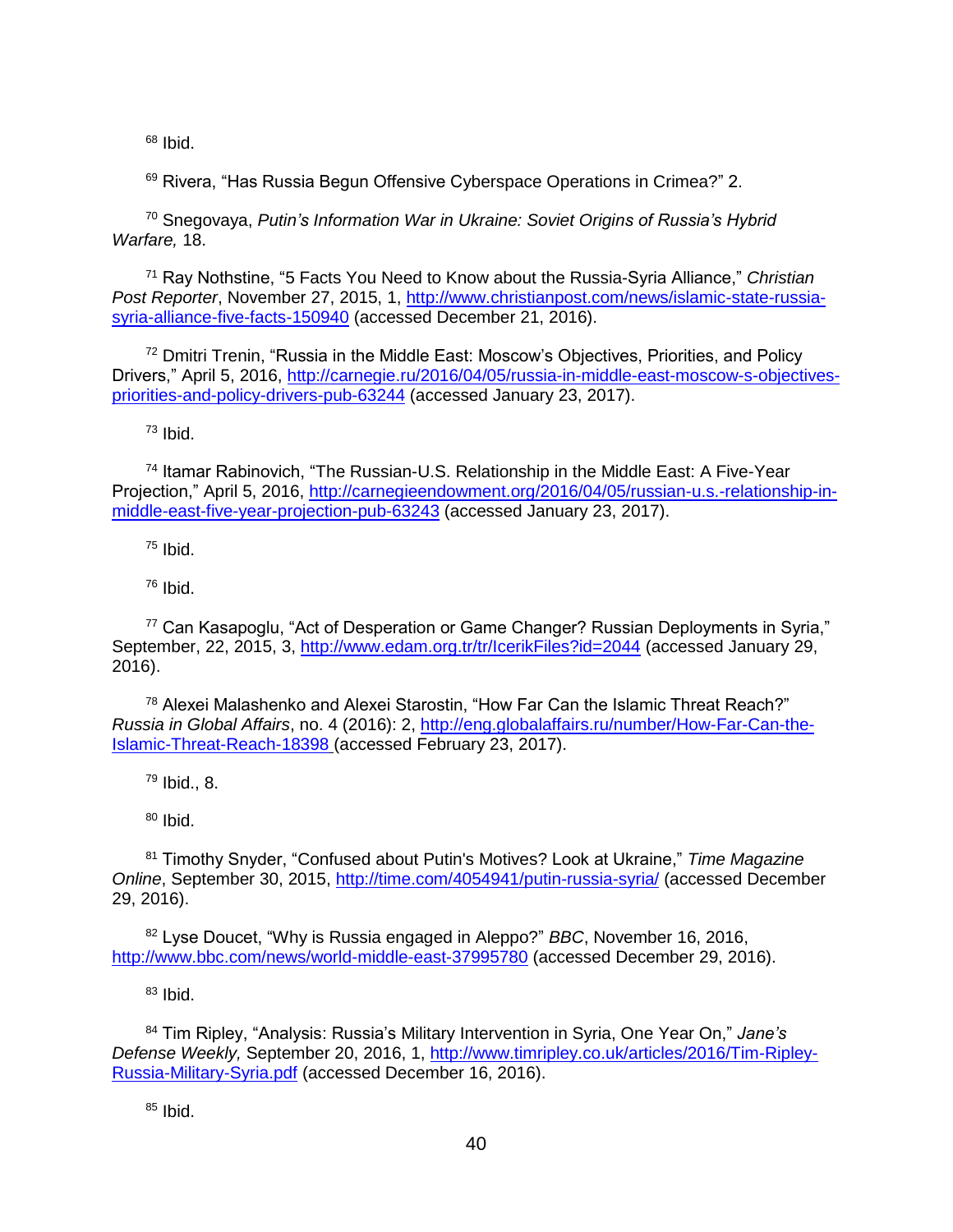[68] Ibid.

[69] Rivera, “Has Russia Begun Offensive Cyberspace Operations in Crimea?” 2.

[70] Snegovaya, *Putin’s Information War in Ukraine: Soviet Origins of Russia’s Hybrid Warfare,* 18.

[71] Ray Nothstine, “5 Facts You Need to Know about the Russia-Syria Alliance,” *Christian Post Reporter*, November 27, 2015, 1, http://www.christianpost.com/news/islamic-state-russia-syria-alliance-five-facts-150940 (accessed December 21, 2016).

[72] Dmitri Trenin, “Russia in the Middle East: Moscow’s Objectives, Priorities, and Policy Drivers,” April 5, 2016, http://carnegie.ru/2016/04/05/russia-in-middle-east-moscow-s-objectives-priorities-and-policy-drivers-pub-63244 (accessed January 23, 2017).

[73] Ibid.

[74] Itamar Rabinovich, “The Russian-U.S. Relationship in the Middle East: A Five-Year Projection,” April 5, 2016, http://carnegieendowment.org/2016/04/05/russian-u.s.-relationship-in-middle-east-five-year-projection-pub-63243 (accessed January 23, 2017).

[75] Ibid.

[76] Ibid.

[77] Can Kasapoglu, “Act of Desperation or Game Changer? Russian Deployments in Syria,” September, 22, 2015, 3, http://www.edam.org.tr/tr/IcerikFiles?id=2044 (accessed January 29, 2016).

[78] Alexei Malashenko and Alexei Starostin, “How Far Can the Islamic Threat Reach?” *Russia in Global Affairs*, no. 4 (2016): 2, http://eng.globalaffairs.ru/number/How-Far-Can-the-Islamic-Threat-Reach-18398 (accessed February 23, 2017).

[79] Ibid., 8.

[80] Ibid.

[81] Timothy Snyder, “Confused about Putin's Motives? Look at Ukraine,” *Time Magazine Online*, September 30, 2015, http://time.com/4054941/putin-russia-syria/ (accessed December 29, 2016).

[82] Lyse Doucet, “Why is Russia engaged in Aleppo?” *BBC*, November 16, 2016, http://www.bbc.com/news/world-middle-east-37995780 (accessed December 29, 2016).

[83] Ibid.

[84] Tim Ripley, “Analysis: Russia’s Military Intervention in Syria, One Year On,” *Jane’s Defense Weekly,* September 20, 2016, 1, http://www.timripley.co.uk/articles/2016/Tim-Ripley-Russia-Military-Syria.pdf (accessed December 16, 2016).

[85] Ibid.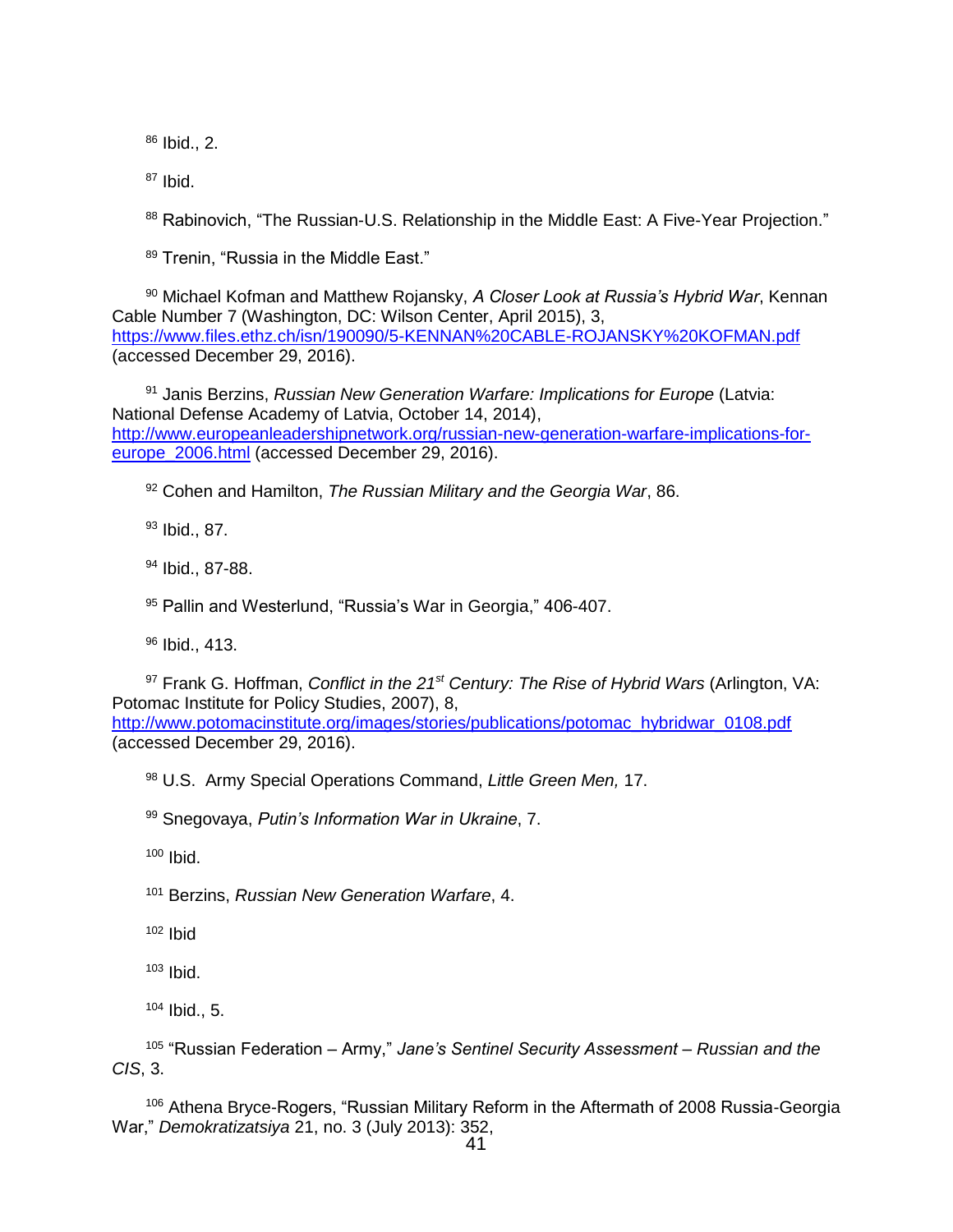[86] Ibid., 2.

[87] Ibid.

[88] Rabinovich, "The Russian-U.S. Relationship in the Middle East: A Five-Year Projection."

[89] Trenin, "Russia in the Middle East."

[90] Michael Kofman and Matthew Rojansky, *A Closer Look at Russia's Hybrid War*, Kennan Cable Number 7 (Washington, DC: Wilson Center, April 2015), 3, https://www.files.ethz.ch/isn/190090/5-KENNAN%20CABLE-ROJANSKY%20KOFMAN.pdf (accessed December 29, 2016).

[91] Janis Berzins, *Russian New Generation Warfare: Implications for Europe* (Latvia: National Defense Academy of Latvia, October 14, 2014), http://www.europeanleadershipnetwork.org/russian-new-generation-warfare-implications-for-europe_2006.html (accessed December 29, 2016).

[92] Cohen and Hamilton, *The Russian Military and the Georgia War*, 86.

[93] Ibid., 87.

[94] Ibid., 87-88.

[95] Pallin and Westerlund, "Russia's War in Georgia," 406-407.

[96] Ibid., 413.

[97] Frank G. Hoffman, *Conflict in the 21st Century: The Rise of Hybrid Wars* (Arlington, VA: Potomac Institute for Policy Studies, 2007), 8, http://www.potomacinstitute.org/images/stories/publications/potomac_hybridwar_0108.pdf (accessed December 29, 2016).

[98] U.S. Army Special Operations Command, *Little Green Men,* 17.

[99] Snegovaya, *Putin's Information War in Ukraine*, 7.

[100] Ibid.

[101] Berzins, *Russian New Generation Warfare*, 4.

[102] Ibid

[103] Ibid.

[104] Ibid., 5.

[105] "Russian Federation – Army," *Jane's Sentinel Security Assessment – Russian and the CIS*, 3.

[106] Athena Bryce-Rogers, "Russian Military Reform in the Aftermath of 2008 Russia-Georgia War," *Demokratizatsiya* 21, no. 3 (July 2013): 352,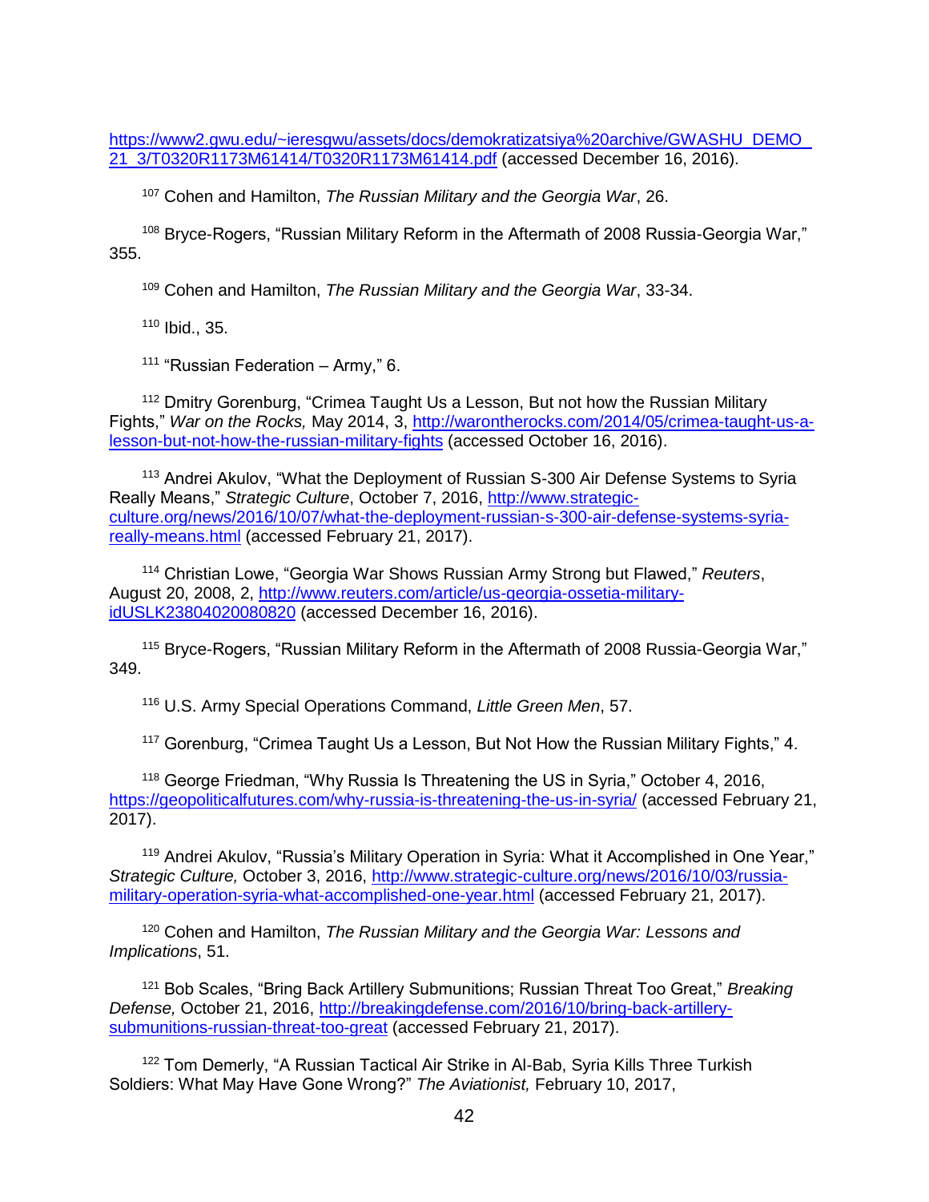https://www2.gwu.edu/~ieresgwu/assets/docs/demokratizatsiya%20archive/GWASHU_DEMO_21_3/T0320R1173M61414/T0320R1173M61414.pdf (accessed December 16, 2016).

[107] Cohen and Hamilton, *The Russian Military and the Georgia War*, 26.

[108] Bryce-Rogers, "Russian Military Reform in the Aftermath of 2008 Russia-Georgia War," 355.

[109] Cohen and Hamilton, *The Russian Military and the Georgia War*, 33-34.

[110] Ibid., 35.

[111] "Russian Federation – Army," 6.

[112] Dmitry Gorenburg, "Crimea Taught Us a Lesson, But not how the Russian Military Fights," *War on the Rocks,* May 2014, 3, http://warontherocks.com/2014/05/crimea-taught-us-a-lesson-but-not-how-the-russian-military-fights (accessed October 16, 2016).

[113] Andrei Akulov, "What the Deployment of Russian S-300 Air Defense Systems to Syria Really Means," *Strategic Culture*, October 7, 2016, http://www.strategic-culture.org/news/2016/10/07/what-the-deployment-russian-s-300-air-defense-systems-syria-really-means.html (accessed February 21, 2017).

[114] Christian Lowe, "Georgia War Shows Russian Army Strong but Flawed," *Reuters*, August 20, 2008, 2, http://www.reuters.com/article/us-georgia-ossetia-military-idUSLK23804020080820 (accessed December 16, 2016).

[115] Bryce-Rogers, "Russian Military Reform in the Aftermath of 2008 Russia-Georgia War," 349.

[116] U.S. Army Special Operations Command, *Little Green Men*, 57.

[117] Gorenburg, "Crimea Taught Us a Lesson, But Not How the Russian Military Fights," 4.

[118] George Friedman, "Why Russia Is Threatening the US in Syria," October 4, 2016, https://geopoliticalfutures.com/why-russia-is-threatening-the-us-in-syria/ (accessed February 21, 2017).

[119] Andrei Akulov, "Russia's Military Operation in Syria: What it Accomplished in One Year," *Strategic Culture,* October 3, 2016, http://www.strategic-culture.org/news/2016/10/03/russia-military-operation-syria-what-accomplished-one-year.html (accessed February 21, 2017).

[120] Cohen and Hamilton, *The Russian Military and the Georgia War: Lessons and Implications*, 51.

[121] Bob Scales, "Bring Back Artillery Submunitions; Russian Threat Too Great," *Breaking Defense,* October 21, 2016, http://breakingdefense.com/2016/10/bring-back-artillery-submunitions-russian-threat-too-great (accessed February 21, 2017).

[122] Tom Demerly, "A Russian Tactical Air Strike in Al-Bab, Syria Kills Three Turkish Soldiers: What May Have Gone Wrong?" *The Aviationist,* February 10, 2017,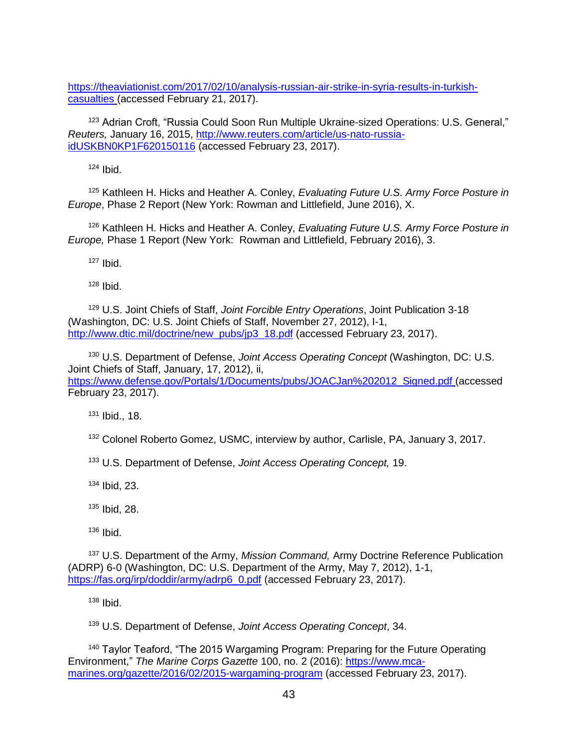https://theaviationist.com/2017/02/10/analysis-russian-air-strike-in-syria-results-in-turkish-casualties (accessed February 21, 2017).

[123] Adrian Croft, "Russia Could Soon Run Multiple Ukraine-sized Operations: U.S. General," *Reuters,* January 16, 2015, http://www.reuters.com/article/us-nato-russia-idUSKBN0KP1F620150116 (accessed February 23, 2017).

[124] Ibid.

[125] Kathleen H. Hicks and Heather A. Conley, *Evaluating Future U.S. Army Force Posture in Europe*, Phase 2 Report (New York: Rowman and Littlefield, June 2016), X.

[126] Kathleen H. Hicks and Heather A. Conley, *Evaluating Future U.S. Army Force Posture in Europe,* Phase 1 Report (New York: Rowman and Littlefield, February 2016), 3.

[127] Ibid.

[128] Ibid.

[129] U.S. Joint Chiefs of Staff, *Joint Forcible Entry Operations*, Joint Publication 3-18 (Washington, DC: U.S. Joint Chiefs of Staff, November 27, 2012), I-1, http://www.dtic.mil/doctrine/new_pubs/jp3_18.pdf (accessed February 23, 2017).

[130] U.S. Department of Defense, *Joint Access Operating Concept* (Washington, DC: U.S. Joint Chiefs of Staff, January, 17, 2012), ii, https://www.defense.gov/Portals/1/Documents/pubs/JOACJan%202012_Signed.pdf (accessed February 23, 2017).

[131] Ibid., 18.

[132] Colonel Roberto Gomez, USMC, interview by author, Carlisle, PA, January 3, 2017.

[133] U.S. Department of Defense, *Joint Access Operating Concept,* 19.

[134] Ibid, 23.

[135] Ibid, 28.

[136] Ibid.

[137] U.S. Department of the Army, *Mission Command,* Army Doctrine Reference Publication (ADRP) 6-0 (Washington, DC: U.S. Department of the Army, May 7, 2012), 1-1, https://fas.org/irp/doddir/army/adrp6_0.pdf (accessed February 23, 2017).

[138] Ibid.

[139] U.S. Department of Defense, *Joint Access Operating Concept*, 34.

[140] Taylor Teaford, "The 2015 Wargaming Program: Preparing for the Future Operating Environment," *The Marine Corps Gazette* 100, no. 2 (2016): https://www.mca-marines.org/gazette/2016/02/2015-wargaming-program (accessed February 23, 2017).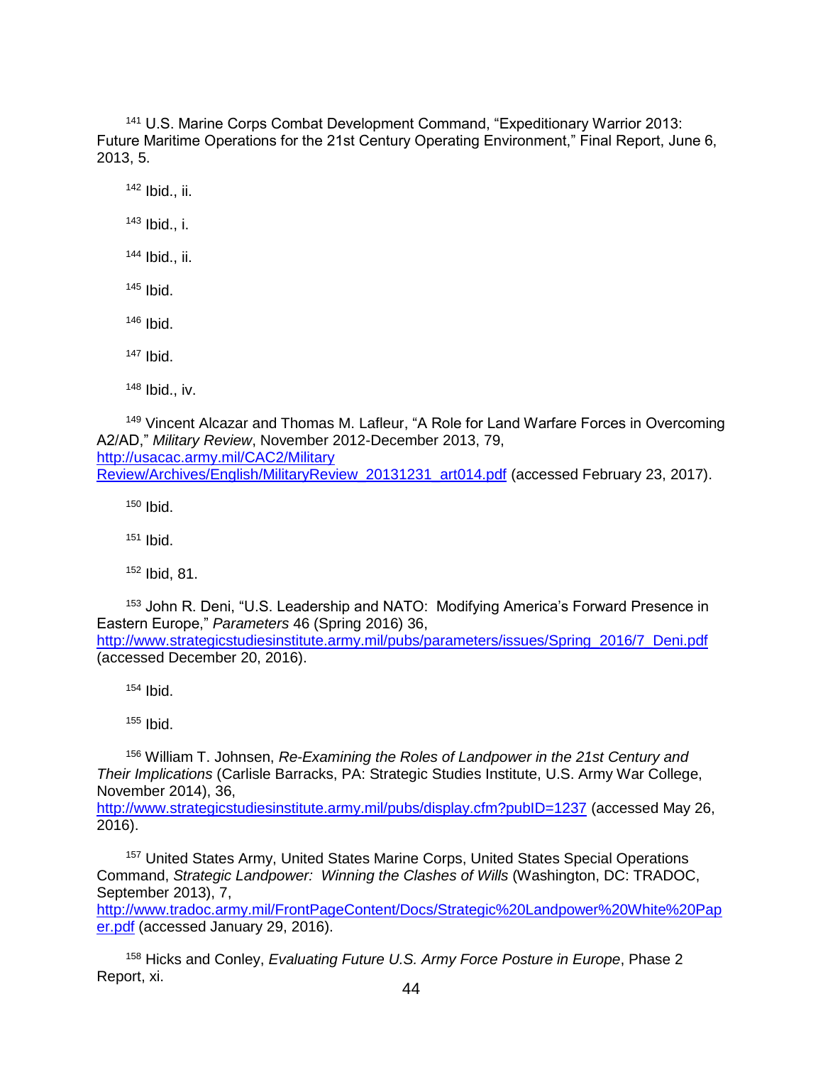[141] U.S. Marine Corps Combat Development Command, "Expeditionary Warrior 2013: Future Maritime Operations for the 21st Century Operating Environment," Final Report, June 6, 2013, 5.

[142] Ibid., ii.

[143] Ibid., i.

[144] Ibid., ii.

[145] Ibid.

[146] Ibid.

[147] Ibid.

[148] Ibid., iv.

[149] Vincent Alcazar and Thomas M. Lafleur, "A Role for Land Warfare Forces in Overcoming A2/AD," *Military Review*, November 2012-December 2013, 79, http://usacac.army.mil/CAC2/Military Review/Archives/English/MilitaryReview_20131231_art014.pdf (accessed February 23, 2017).

[150] Ibid.

[151] Ibid.

[152] Ibid, 81.

[153] John R. Deni, "U.S. Leadership and NATO: Modifying America's Forward Presence in Eastern Europe," *Parameters* 46 (Spring 2016) 36, http://www.strategicstudiesinstitute.army.mil/pubs/parameters/issues/Spring_2016/7_Deni.pdf (accessed December 20, 2016).

[154] Ibid.

[155] Ibid.

[156] William T. Johnsen, *Re-Examining the Roles of Landpower in the 21st Century and Their Implications* (Carlisle Barracks, PA: Strategic Studies Institute, U.S. Army War College, November 2014), 36, http://www.strategicstudiesinstitute.army.mil/pubs/display.cfm?pubID=1237 (accessed May 26, 2016).

[157] United States Army, United States Marine Corps, United States Special Operations Command, *Strategic Landpower: Winning the Clashes of Wills* (Washington, DC: TRADOC, September 2013), 7, http://www.tradoc.army.mil/FrontPageContent/Docs/Strategic%20Landpower%20White%20Paper.pdf (accessed January 29, 2016).

[158] Hicks and Conley, *Evaluating Future U.S. Army Force Posture in Europe*, Phase 2 Report, xi.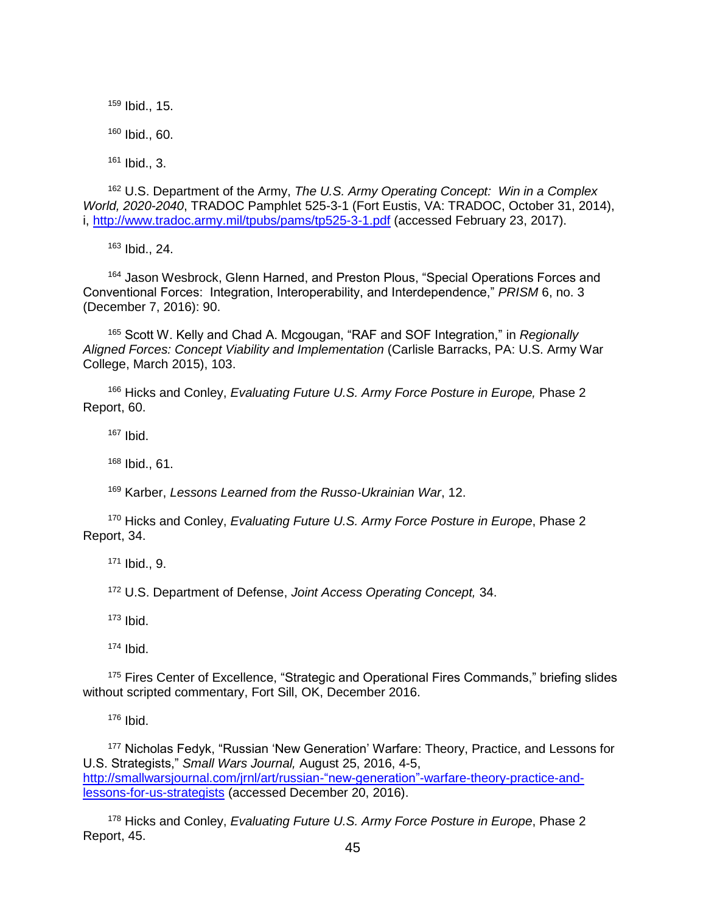[159] Ibid., 15.

[160] Ibid., 60.

[161] Ibid., 3.

[162] U.S. Department of the Army, *The U.S. Army Operating Concept: Win in a Complex World, 2020-2040*, TRADOC Pamphlet 525-3-1 (Fort Eustis, VA: TRADOC, October 31, 2014), i, http://www.tradoc.army.mil/tpubs/pams/tp525-3-1.pdf (accessed February 23, 2017).

[163] Ibid., 24.

[164] Jason Wesbrock, Glenn Harned, and Preston Plous, "Special Operations Forces and Conventional Forces: Integration, Interoperability, and Interdependence," *PRISM* 6, no. 3 (December 7, 2016): 90.

[165] Scott W. Kelly and Chad A. Mcgougan, "RAF and SOF Integration," in *Regionally Aligned Forces: Concept Viability and Implementation* (Carlisle Barracks, PA: U.S. Army War College, March 2015), 103.

[166] Hicks and Conley, *Evaluating Future U.S. Army Force Posture in Europe,* Phase 2 Report, 60.

[167] Ibid.

[168] Ibid., 61.

[169] Karber, *Lessons Learned from the Russo-Ukrainian War*, 12.

[170] Hicks and Conley, *Evaluating Future U.S. Army Force Posture in Europe*, Phase 2 Report, 34.

[171] Ibid., 9.

[172] U.S. Department of Defense, *Joint Access Operating Concept,* 34.

[173] Ibid.

[174] Ibid.

[175] Fires Center of Excellence, "Strategic and Operational Fires Commands," briefing slides without scripted commentary, Fort Sill, OK, December 2016.

[176] Ibid.

[177] Nicholas Fedyk, "Russian 'New Generation' Warfare: Theory, Practice, and Lessons for U.S. Strategists," *Small Wars Journal,* August 25, 2016, 4-5, http://smallwarsjournal.com/jrnl/art/russian-"new-generation"-warfare-theory-practice-and-lessons-for-us-strategists (accessed December 20, 2016).

[178] Hicks and Conley, *Evaluating Future U.S. Army Force Posture in Europe*, Phase 2 Report, 45.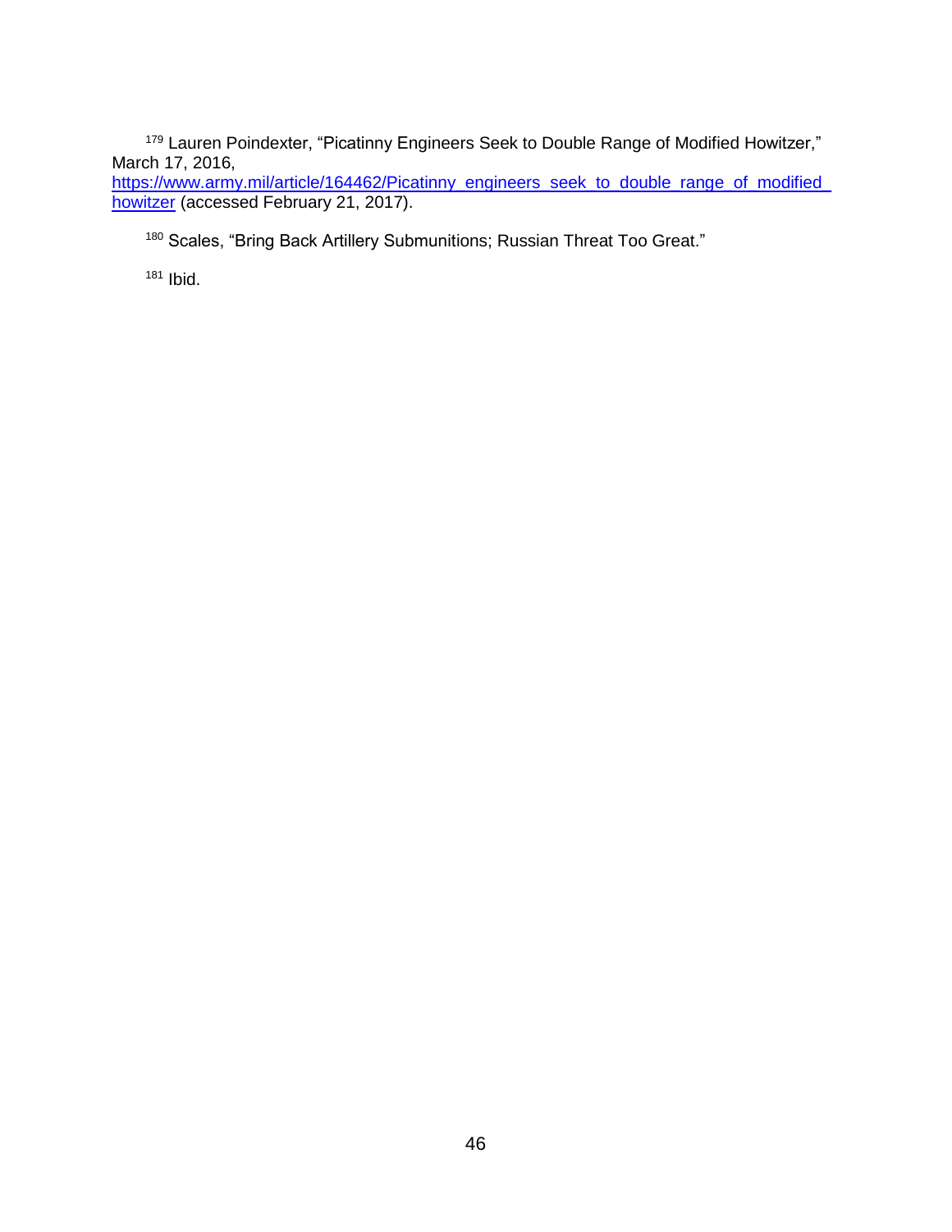[179] Lauren Poindexter, "Picatinny Engineers Seek to Double Range of Modified Howitzer," March 17, 2016, https://www.army.mil/article/164462/Picatinny_engineers_seek_to_double_range_of_modified_howitzer (accessed February 21, 2017).

[180] Scales, "Bring Back Artillery Submunitions; Russian Threat Too Great."

[181] Ibid.